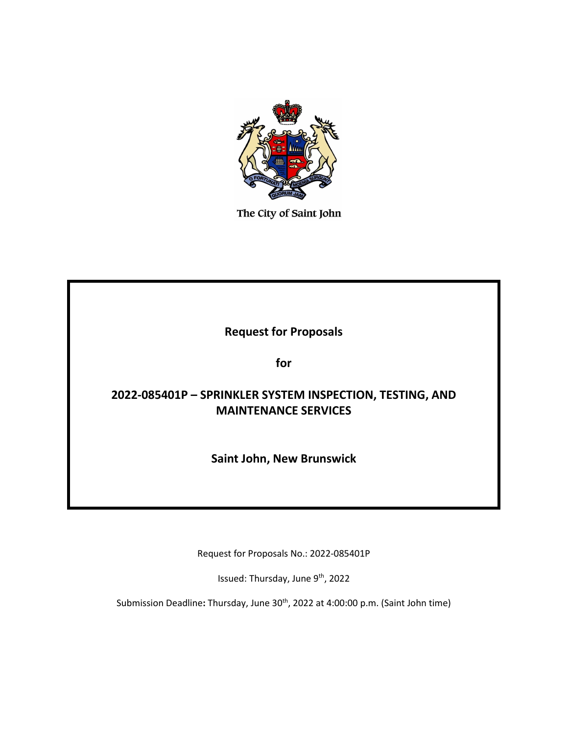The City of Saint John

# Request for Proposals

## for

## 2022-085401P – SPRINKLER SYSTEM INSPECTION, TESTING, AND MAINTENANCE SERVICES

## Saint John, New Brunswick

Request for Proposals No.: 2022-085401P

Issued: Thursday, June 9th, 2022

Submission Deadline: Thursday, June 30th, 2022 at 4:00:00 p.m. (Saint John time)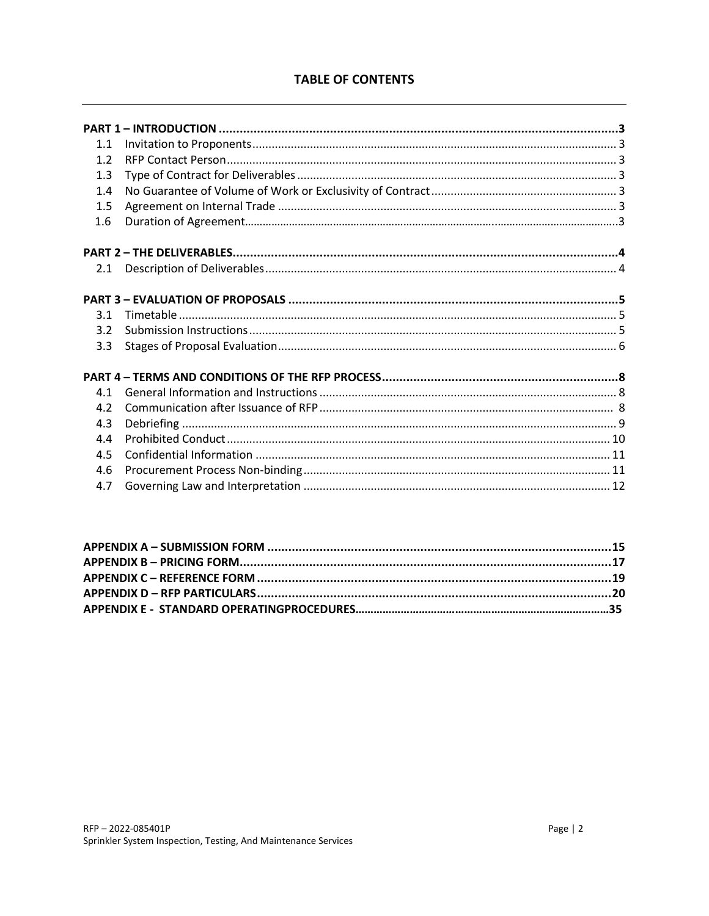# TABLE OF CONTENTS

**PART 1 – INTRODUCTION** ........................................ **3**

- 1.1 Invitation to Proponents ........................................ 3
- 1.2 RFP Contact Person ........................................ 3
- 1.3 Type of Contract for Deliverables ........................................ 3
- 1.4 No Guarantee of Volume of Work or Exclusivity of Contract ........................................ 3
- 1.5 Agreement on Internal Trade ........................................ 3
- 1.6 Duration of Agreement ........................................ 3

**PART 2 – THE DELIVERABLES** ........................................ **4**

- 2.1 Description of Deliverables ........................................ 4

**PART 3 – EVALUATION OF PROPOSALS** ........................................ **5**

- 3.1 Timetable ........................................ 5
- 3.2 Submission Instructions ........................................ 5
- 3.3 Stages of Proposal Evaluation ........................................ 6

**PART 4 – TERMS AND CONDITIONS OF THE RFP PROCESS** ........................................ **8**

- 4.1 General Information and Instructions ........................................ 8
- 4.2 Communication after Issuance of RFP ........................................ 8
- 4.3 Debriefing ........................................ 9
- 4.4 Prohibited Conduct ........................................ 10
- 4.5 Confidential Information ........................................ 11
- 4.6 Procurement Process Non-binding ........................................ 11
- 4.7 Governing Law and Interpretation ........................................ 12

**APPENDIX A – SUBMISSION FORM** ........................................ **15**

**APPENDIX B – PRICING FORM** ........................................ **17**

**APPENDIX C – REFERENCE FORM** ........................................ **19**

**APPENDIX D – RFP PARTICULARS** ........................................ **20**

**APPENDIX E - STANDARD OPERATINGPROCEDURES** ........................................ **35**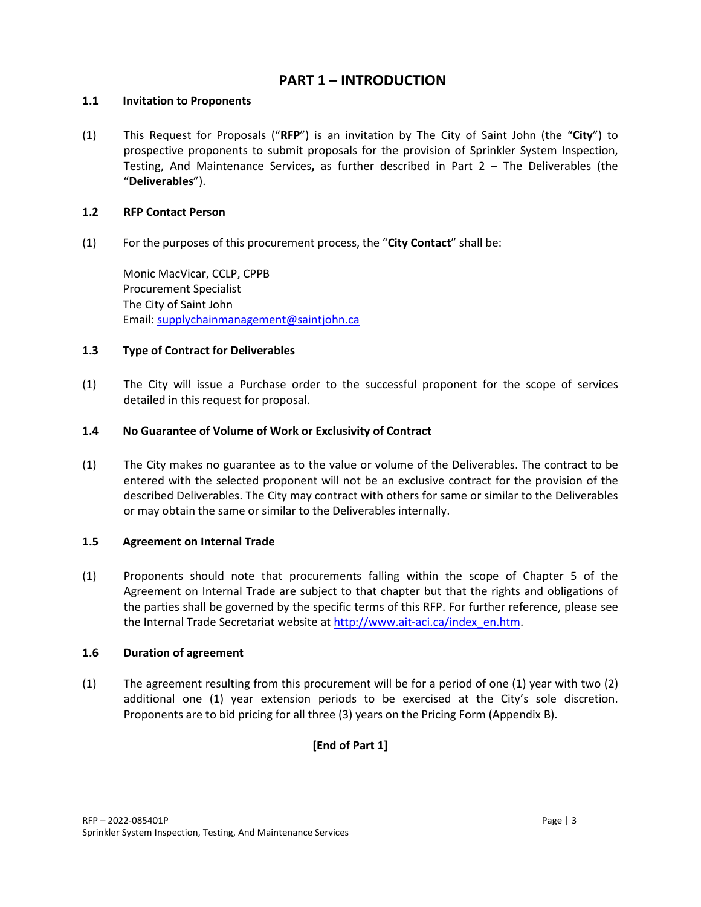# PART 1 – INTRODUCTION

### 1.1 Invitation to Proponents

(1) This Request for Proposals ("**RFP**") is an invitation by The City of Saint John (the "**City**") to prospective proponents to submit proposals for the provision of Sprinkler System Inspection, Testing, And Maintenance Services**,** as further described in Part 2 – The Deliverables (the "**Deliverables**").

### 1.2 RFP Contact Person

(1) For the purposes of this procurement process, the "**City Contact**" shall be:

Monic MacVicar, CCLP, CPPB
Procurement Specialist
The City of Saint John
Email: supplychainmanagement@saintjohn.ca

### 1.3 Type of Contract for Deliverables

(1) The City will issue a Purchase order to the successful proponent for the scope of services detailed in this request for proposal.

### 1.4 No Guarantee of Volume of Work or Exclusivity of Contract

(1) The City makes no guarantee as to the value or volume of the Deliverables. The contract to be entered with the selected proponent will not be an exclusive contract for the provision of the described Deliverables. The City may contract with others for same or similar to the Deliverables or may obtain the same or similar to the Deliverables internally.

### 1.5 Agreement on Internal Trade

(1) Proponents should note that procurements falling within the scope of Chapter 5 of the Agreement on Internal Trade are subject to that chapter but that the rights and obligations of the parties shall be governed by the specific terms of this RFP. For further reference, please see the Internal Trade Secretariat website at http://www.ait-aci.ca/index_en.htm.

### 1.6 Duration of agreement

(1) The agreement resulting from this procurement will be for a period of one (1) year with two (2) additional one (1) year extension periods to be exercised at the City's sole discretion. Proponents are to bid pricing for all three (3) years on the Pricing Form (Appendix B).

**[End of Part 1]**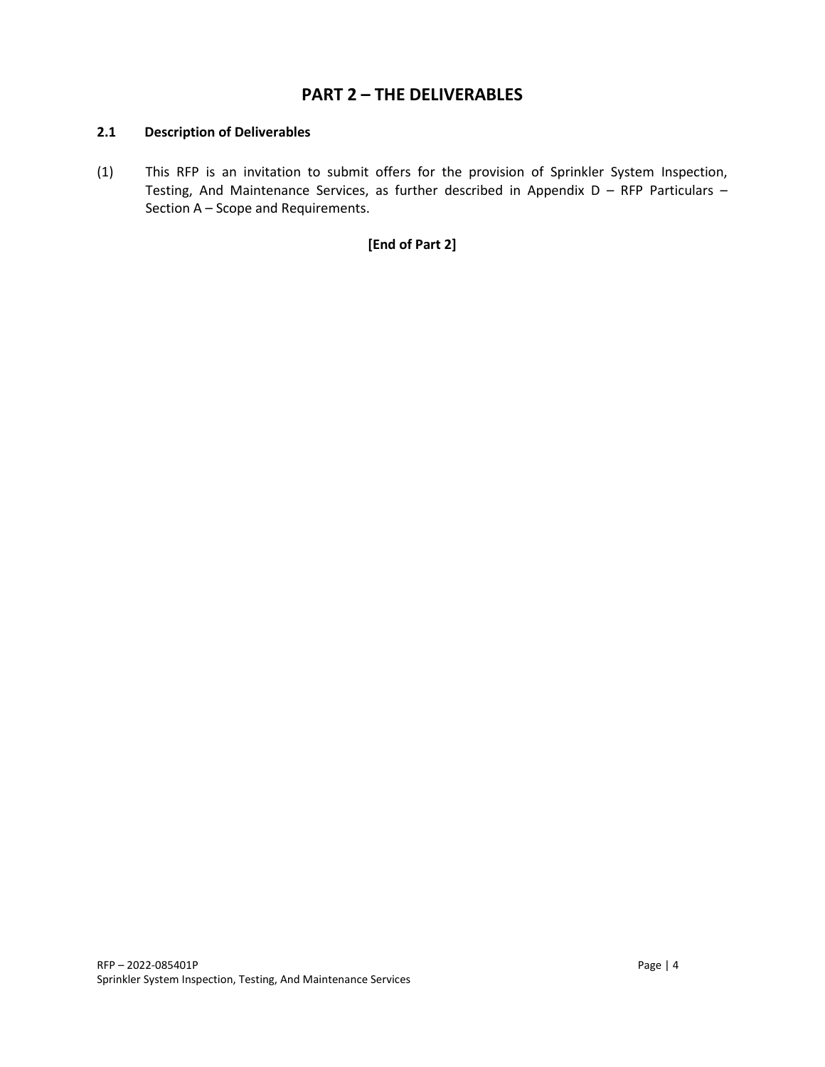# PART 2 – THE DELIVERABLES

## 2.1 Description of Deliverables

(1) This RFP is an invitation to submit offers for the provision of Sprinkler System Inspection, Testing, And Maintenance Services, as further described in Appendix D – RFP Particulars – Section A – Scope and Requirements.

**[End of Part 2]**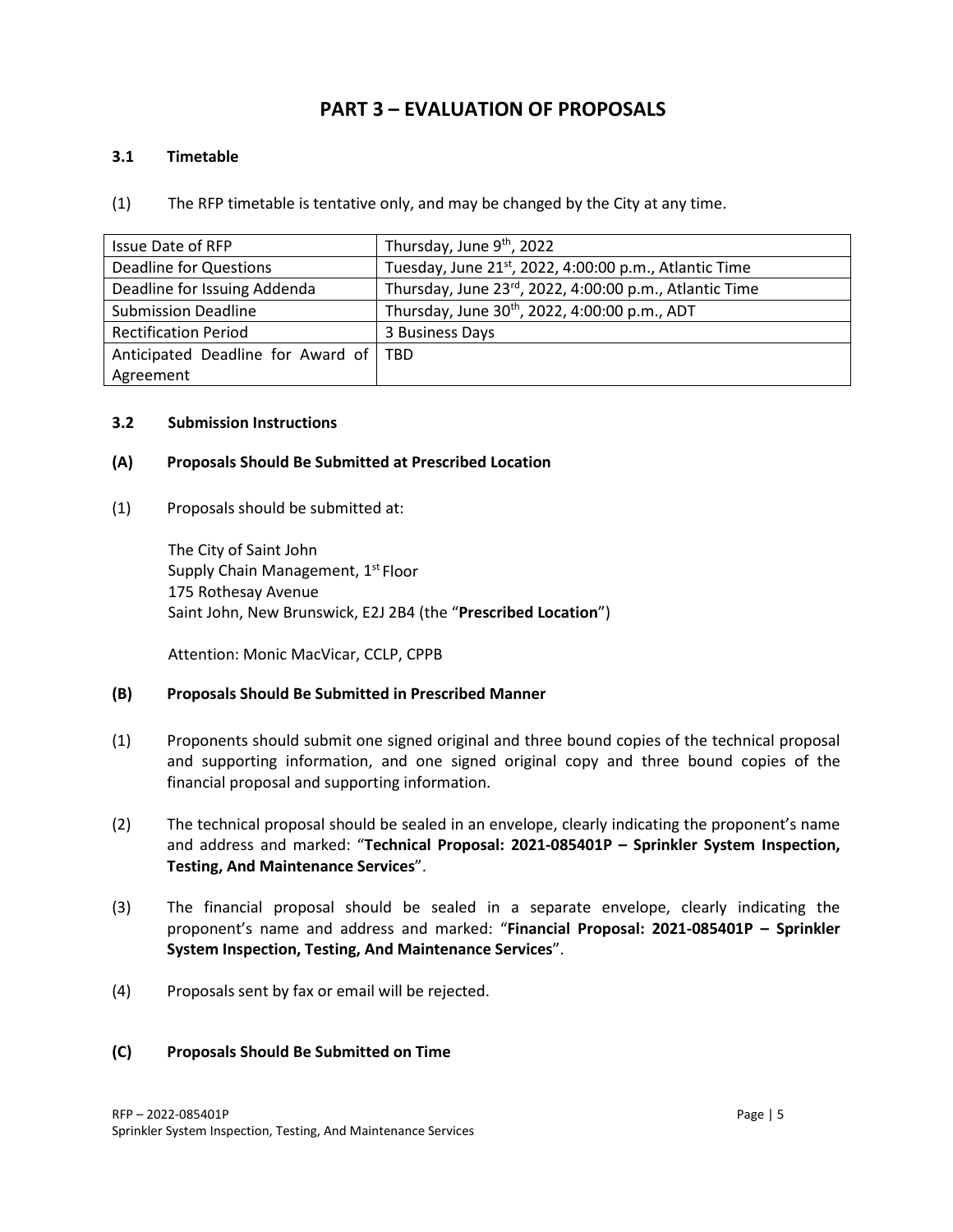# PART 3 – EVALUATION OF PROPOSALS

### 3.1 Timetable

(1) The RFP timetable is tentative only, and may be changed by the City at any time.

| Issue Date of RFP | Thursday, June 9th, 2022 |
|---|---|
| Deadline for Questions | Tuesday, June 21st, 2022, 4:00:00 p.m., Atlantic Time |
| Deadline for Issuing Addenda | Thursday, June 23rd, 2022, 4:00:00 p.m., Atlantic Time |
| Submission Deadline | Thursday, June 30th, 2022, 4:00:00 p.m., ADT |
| Rectification Period | 3 Business Days |
| Anticipated Deadline for Award of Agreement | TBD |

### 3.2 Submission Instructions

#### (A) Proposals Should Be Submitted at Prescribed Location

(1) Proposals should be submitted at:

The City of Saint John
Supply Chain Management, 1st Floor
175 Rothesay Avenue
Saint John, New Brunswick, E2J 2B4 (the "**Prescribed Location**")

Attention: Monic MacVicar, CCLP, CPPB

#### (B) Proposals Should Be Submitted in Prescribed Manner

(1) Proponents should submit one signed original and three bound copies of the technical proposal and supporting information, and one signed original copy and three bound copies of the financial proposal and supporting information.

(2) The technical proposal should be sealed in an envelope, clearly indicating the proponent's name and address and marked: "**Technical Proposal: 2021-085401P – Sprinkler System Inspection, Testing, And Maintenance Services**".

(3) The financial proposal should be sealed in a separate envelope, clearly indicating the proponent's name and address and marked: "**Financial Proposal: 2021-085401P – Sprinkler System Inspection, Testing, And Maintenance Services**".

(4) Proposals sent by fax or email will be rejected.

#### (C) Proposals Should Be Submitted on Time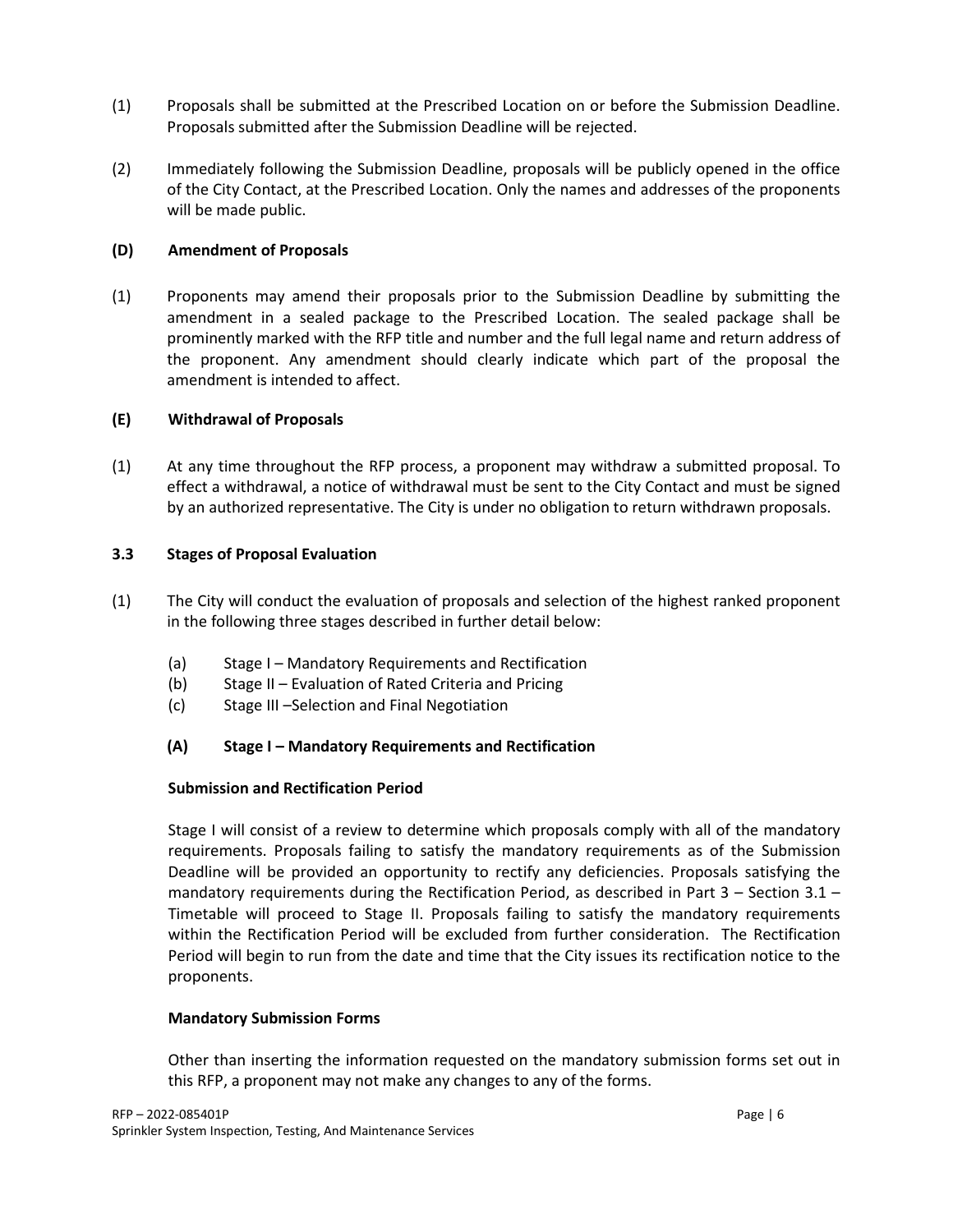(1) Proposals shall be submitted at the Prescribed Location on or before the Submission Deadline. Proposals submitted after the Submission Deadline will be rejected.

(2) Immediately following the Submission Deadline, proposals will be publicly opened in the office of the City Contact, at the Prescribed Location. Only the names and addresses of the proponents will be made public.

**(D) Amendment of Proposals**

(1) Proponents may amend their proposals prior to the Submission Deadline by submitting the amendment in a sealed package to the Prescribed Location. The sealed package shall be prominently marked with the RFP title and number and the full legal name and return address of the proponent. Any amendment should clearly indicate which part of the proposal the amendment is intended to affect.

**(E) Withdrawal of Proposals**

(1) At any time throughout the RFP process, a proponent may withdraw a submitted proposal. To effect a withdrawal, a notice of withdrawal must be sent to the City Contact and must be signed by an authorized representative. The City is under no obligation to return withdrawn proposals.

### 3.3 Stages of Proposal Evaluation

(1) The City will conduct the evaluation of proposals and selection of the highest ranked proponent in the following three stages described in further detail below:

- (a) Stage I – Mandatory Requirements and Rectification
- (b) Stage II – Evaluation of Rated Criteria and Pricing
- (c) Stage III –Selection and Final Negotiation

#### (A) Stage I – Mandatory Requirements and Rectification

**Submission and Rectification Period**

Stage I will consist of a review to determine which proposals comply with all of the mandatory requirements. Proposals failing to satisfy the mandatory requirements as of the Submission Deadline will be provided an opportunity to rectify any deficiencies. Proposals satisfying the mandatory requirements during the Rectification Period, as described in Part 3 – Section 3.1 – Timetable will proceed to Stage II. Proposals failing to satisfy the mandatory requirements within the Rectification Period will be excluded from further consideration. The Rectification Period will begin to run from the date and time that the City issues its rectification notice to the proponents.

**Mandatory Submission Forms**

Other than inserting the information requested on the mandatory submission forms set out in this RFP, a proponent may not make any changes to any of the forms.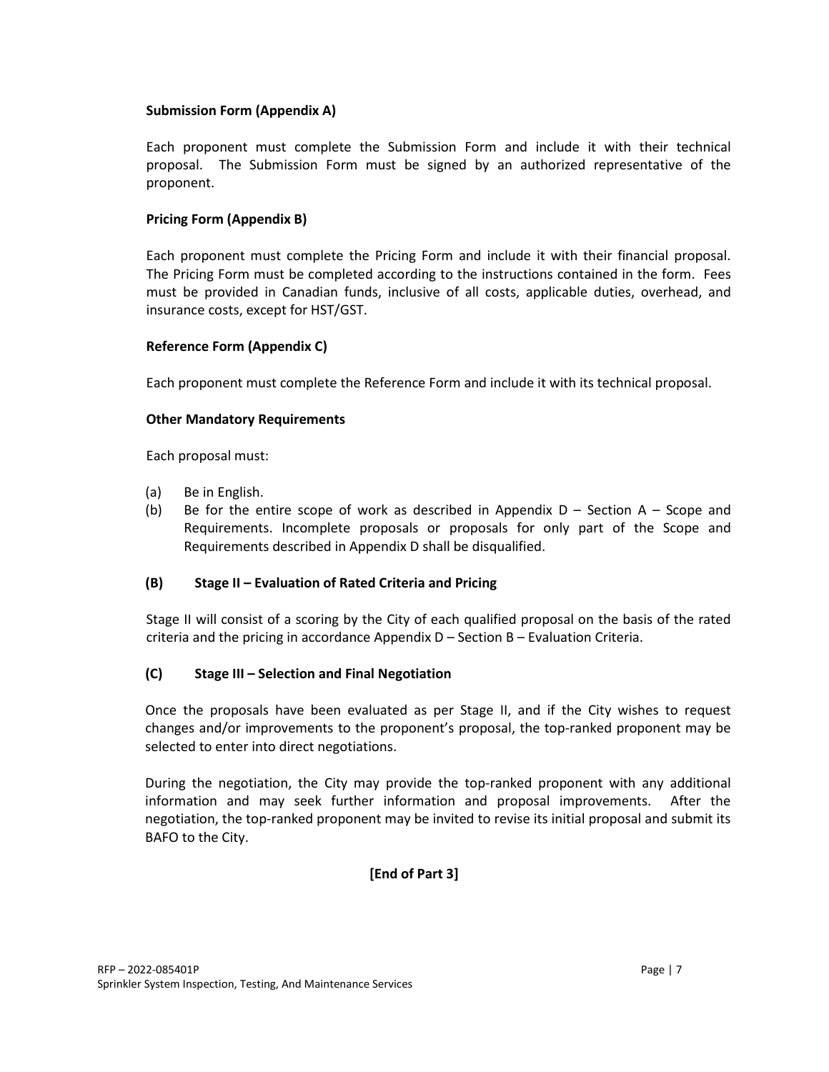**Submission Form (Appendix A)**

Each proponent must complete the Submission Form and include it with their technical proposal. The Submission Form must be signed by an authorized representative of the proponent.

**Pricing Form (Appendix B)**

Each proponent must complete the Pricing Form and include it with their financial proposal. The Pricing Form must be completed according to the instructions contained in the form. Fees must be provided in Canadian funds, inclusive of all costs, applicable duties, overhead, and insurance costs, except for HST/GST.

**Reference Form (Appendix C)**

Each proponent must complete the Reference Form and include it with its technical proposal.

**Other Mandatory Requirements**

Each proposal must:

(a) Be in English.

(b) Be for the entire scope of work as described in Appendix D – Section A – Scope and Requirements. Incomplete proposals or proposals for only part of the Scope and Requirements described in Appendix D shall be disqualified.

### (B) Stage II – Evaluation of Rated Criteria and Pricing

Stage II will consist of a scoring by the City of each qualified proposal on the basis of the rated criteria and the pricing in accordance Appendix D – Section B – Evaluation Criteria.

### (C) Stage III – Selection and Final Negotiation

Once the proposals have been evaluated as per Stage II, and if the City wishes to request changes and/or improvements to the proponent's proposal, the top-ranked proponent may be selected to enter into direct negotiations.

During the negotiation, the City may provide the top-ranked proponent with any additional information and may seek further information and proposal improvements. After the negotiation, the top-ranked proponent may be invited to revise its initial proposal and submit its BAFO to the City.

**[End of Part 3]**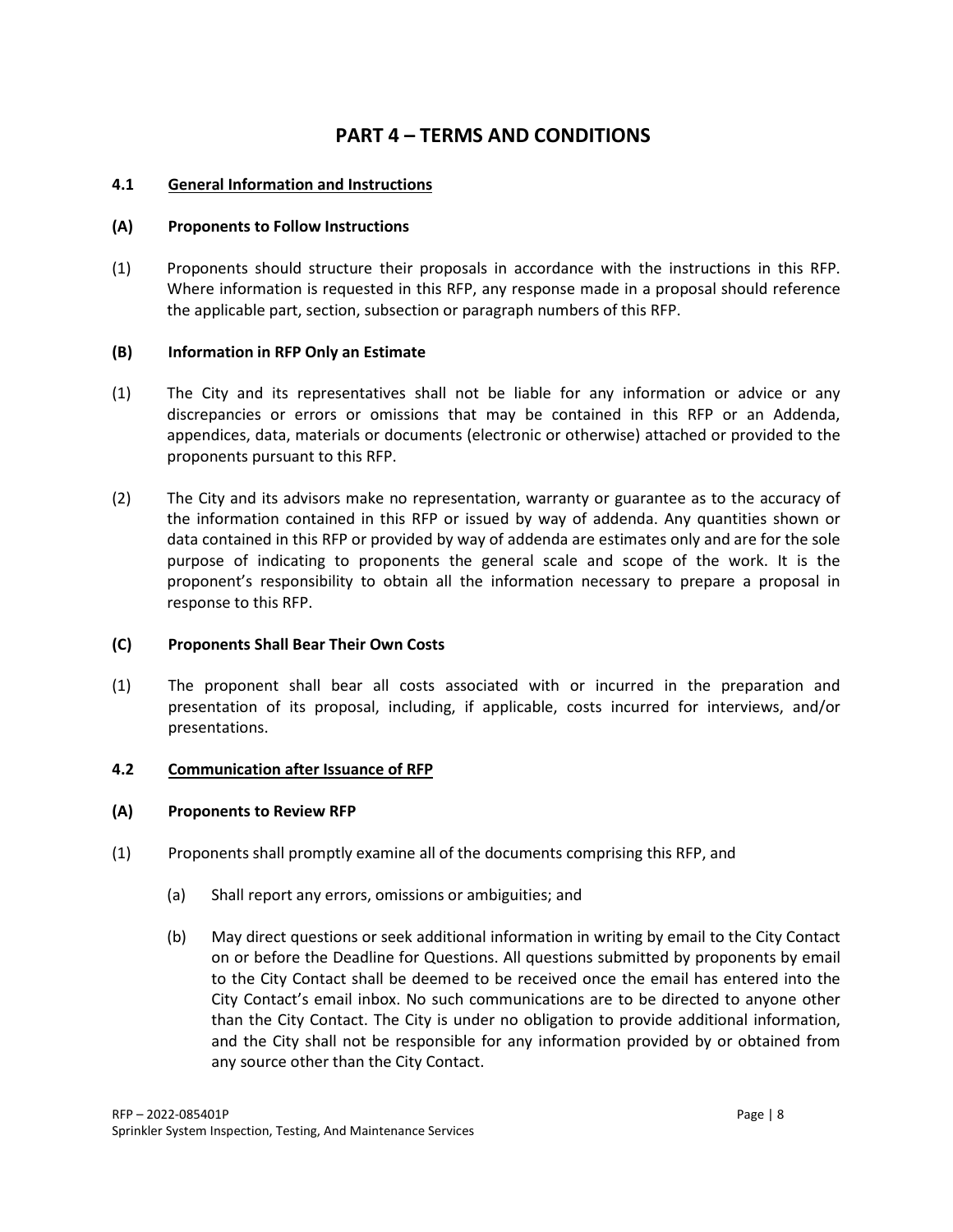# PART 4 – TERMS AND CONDITIONS

## 4.1 General Information and Instructions

### (A) Proponents to Follow Instructions

(1) Proponents should structure their proposals in accordance with the instructions in this RFP. Where information is requested in this RFP, any response made in a proposal should reference the applicable part, section, subsection or paragraph numbers of this RFP.

### (B) Information in RFP Only an Estimate

(1) The City and its representatives shall not be liable for any information or advice or any discrepancies or errors or omissions that may be contained in this RFP or an Addenda, appendices, data, materials or documents (electronic or otherwise) attached or provided to the proponents pursuant to this RFP.

(2) The City and its advisors make no representation, warranty or guarantee as to the accuracy of the information contained in this RFP or issued by way of addenda. Any quantities shown or data contained in this RFP or provided by way of addenda are estimates only and are for the sole purpose of indicating to proponents the general scale and scope of the work. It is the proponent's responsibility to obtain all the information necessary to prepare a proposal in response to this RFP.

### (C) Proponents Shall Bear Their Own Costs

(1) The proponent shall bear all costs associated with or incurred in the preparation and presentation of its proposal, including, if applicable, costs incurred for interviews, and/or presentations.

## 4.2 Communication after Issuance of RFP

### (A) Proponents to Review RFP

(1) Proponents shall promptly examine all of the documents comprising this RFP, and

(a) Shall report any errors, omissions or ambiguities; and

(b) May direct questions or seek additional information in writing by email to the City Contact on or before the Deadline for Questions. All questions submitted by proponents by email to the City Contact shall be deemed to be received once the email has entered into the City Contact's email inbox. No such communications are to be directed to anyone other than the City Contact. The City is under no obligation to provide additional information, and the City shall not be responsible for any information provided by or obtained from any source other than the City Contact.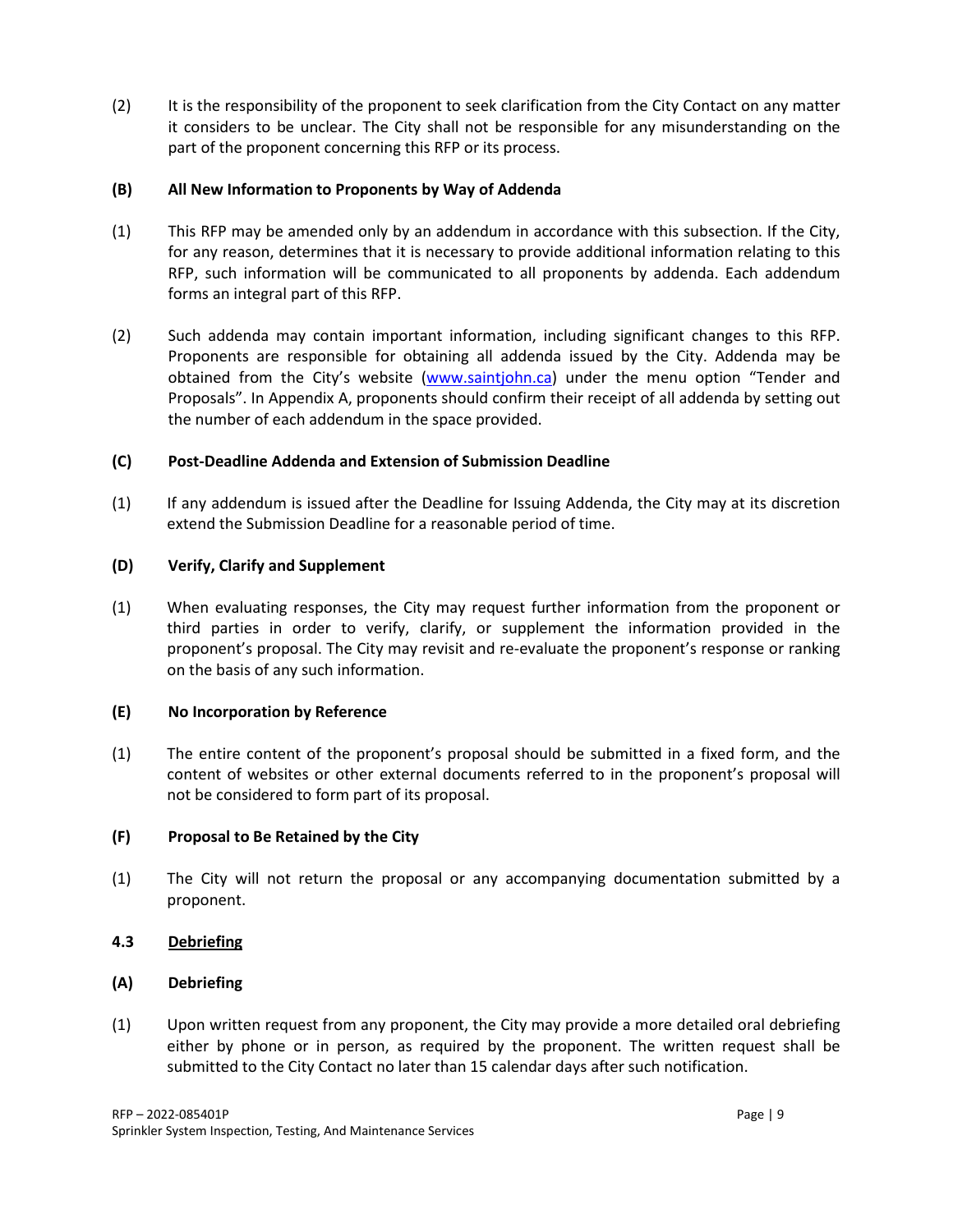(2) It is the responsibility of the proponent to seek clarification from the City Contact on any matter it considers to be unclear. The City shall not be responsible for any misunderstanding on the part of the proponent concerning this RFP or its process.

**(B) All New Information to Proponents by Way of Addenda**

(1) This RFP may be amended only by an addendum in accordance with this subsection. If the City, for any reason, determines that it is necessary to provide additional information relating to this RFP, such information will be communicated to all proponents by addenda. Each addendum forms an integral part of this RFP.

(2) Such addenda may contain important information, including significant changes to this RFP. Proponents are responsible for obtaining all addenda issued by the City. Addenda may be obtained from the City's website ([www.saintjohn.ca](http://www.saintjohn.ca)) under the menu option "Tender and Proposals". In Appendix A, proponents should confirm their receipt of all addenda by setting out the number of each addendum in the space provided.

**(C) Post-Deadline Addenda and Extension of Submission Deadline**

(1) If any addendum is issued after the Deadline for Issuing Addenda, the City may at its discretion extend the Submission Deadline for a reasonable period of time.

**(D) Verify, Clarify and Supplement**

(1) When evaluating responses, the City may request further information from the proponent or third parties in order to verify, clarify, or supplement the information provided in the proponent's proposal. The City may revisit and re-evaluate the proponent's response or ranking on the basis of any such information.

**(E) No Incorporation by Reference**

(1) The entire content of the proponent's proposal should be submitted in a fixed form, and the content of websites or other external documents referred to in the proponent's proposal will not be considered to form part of its proposal.

**(F) Proposal to Be Retained by the City**

(1) The City will not return the proposal or any accompanying documentation submitted by a proponent.

**4.3 Debriefing**

**(A) Debriefing**

(1) Upon written request from any proponent, the City may provide a more detailed oral debriefing either by phone or in person, as required by the proponent. The written request shall be submitted to the City Contact no later than 15 calendar days after such notification.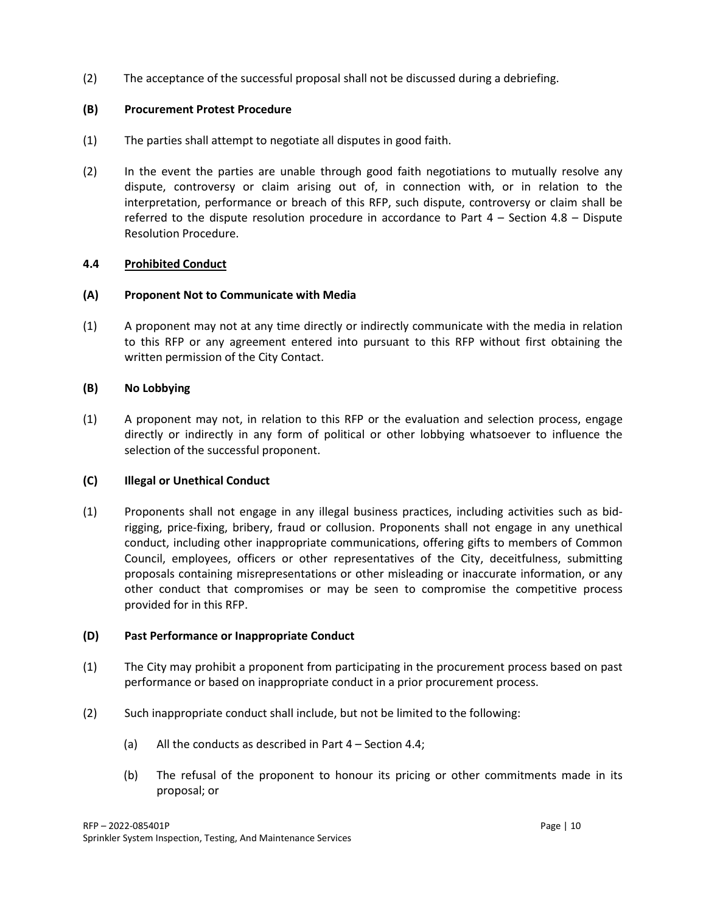(2) The acceptance of the successful proposal shall not be discussed during a debriefing.

**(B) Procurement Protest Procedure**

(1) The parties shall attempt to negotiate all disputes in good faith.

(2) In the event the parties are unable through good faith negotiations to mutually resolve any dispute, controversy or claim arising out of, in connection with, or in relation to the interpretation, performance or breach of this RFP, such dispute, controversy or claim shall be referred to the dispute resolution procedure in accordance to Part 4 – Section 4.8 – Dispute Resolution Procedure.

### 4.4 Prohibited Conduct

**(A) Proponent Not to Communicate with Media**

(1) A proponent may not at any time directly or indirectly communicate with the media in relation to this RFP or any agreement entered into pursuant to this RFP without first obtaining the written permission of the City Contact.

**(B) No Lobbying**

(1) A proponent may not, in relation to this RFP or the evaluation and selection process, engage directly or indirectly in any form of political or other lobbying whatsoever to influence the selection of the successful proponent.

**(C) Illegal or Unethical Conduct**

(1) Proponents shall not engage in any illegal business practices, including activities such as bid-rigging, price-fixing, bribery, fraud or collusion. Proponents shall not engage in any unethical conduct, including other inappropriate communications, offering gifts to members of Common Council, employees, officers or other representatives of the City, deceitfulness, submitting proposals containing misrepresentations or other misleading or inaccurate information, or any other conduct that compromises or may be seen to compromise the competitive process provided for in this RFP.

**(D) Past Performance or Inappropriate Conduct**

(1) The City may prohibit a proponent from participating in the procurement process based on past performance or based on inappropriate conduct in a prior procurement process.

(2) Such inappropriate conduct shall include, but not be limited to the following:

(a) All the conducts as described in Part 4 – Section 4.4;

(b) The refusal of the proponent to honour its pricing or other commitments made in its proposal; or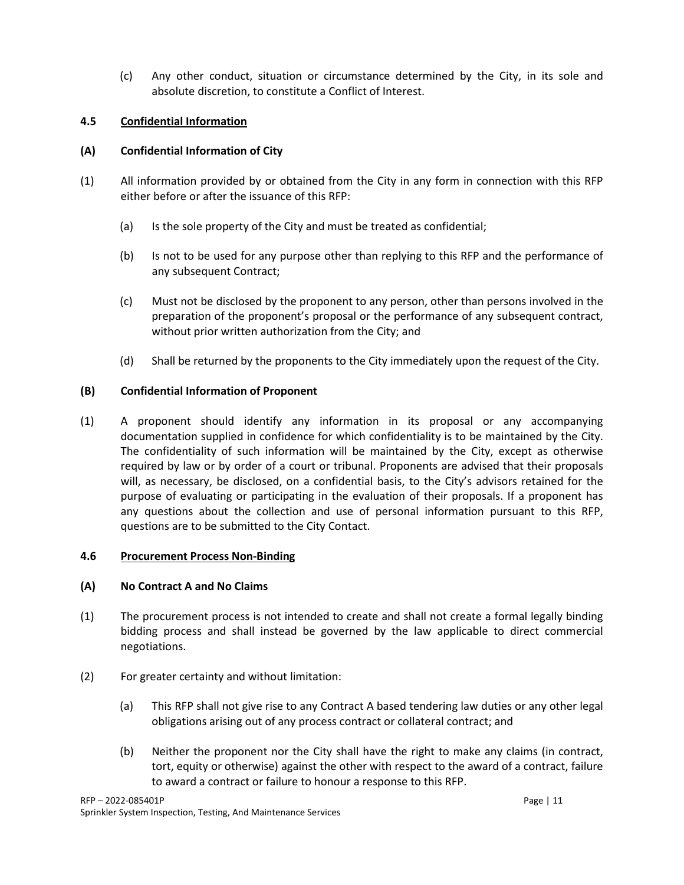(c) Any other conduct, situation or circumstance determined by the City, in its sole and absolute discretion, to constitute a Conflict of Interest.

### 4.5 Confidential Information

#### (A) Confidential Information of City

(1) All information provided by or obtained from the City in any form in connection with this RFP either before or after the issuance of this RFP:

- (a) Is the sole property of the City and must be treated as confidential;
- (b) Is not to be used for any purpose other than replying to this RFP and the performance of any subsequent Contract;
- (c) Must not be disclosed by the proponent to any person, other than persons involved in the preparation of the proponent's proposal or the performance of any subsequent contract, without prior written authorization from the City; and
- (d) Shall be returned by the proponents to the City immediately upon the request of the City.

#### (B) Confidential Information of Proponent

(1) A proponent should identify any information in its proposal or any accompanying documentation supplied in confidence for which confidentiality is to be maintained by the City. The confidentiality of such information will be maintained by the City, except as otherwise required by law or by order of a court or tribunal. Proponents are advised that their proposals will, as necessary, be disclosed, on a confidential basis, to the City's advisors retained for the purpose of evaluating or participating in the evaluation of their proposals. If a proponent has any questions about the collection and use of personal information pursuant to this RFP, questions are to be submitted to the City Contact.

### 4.6 Procurement Process Non-Binding

#### (A) No Contract A and No Claims

(1) The procurement process is not intended to create and shall not create a formal legally binding bidding process and shall instead be governed by the law applicable to direct commercial negotiations.

(2) For greater certainty and without limitation:

- (a) This RFP shall not give rise to any Contract A based tendering law duties or any other legal obligations arising out of any process contract or collateral contract; and
- (b) Neither the proponent nor the City shall have the right to make any claims (in contract, tort, equity or otherwise) against the other with respect to the award of a contract, failure to award a contract or failure to honour a response to this RFP.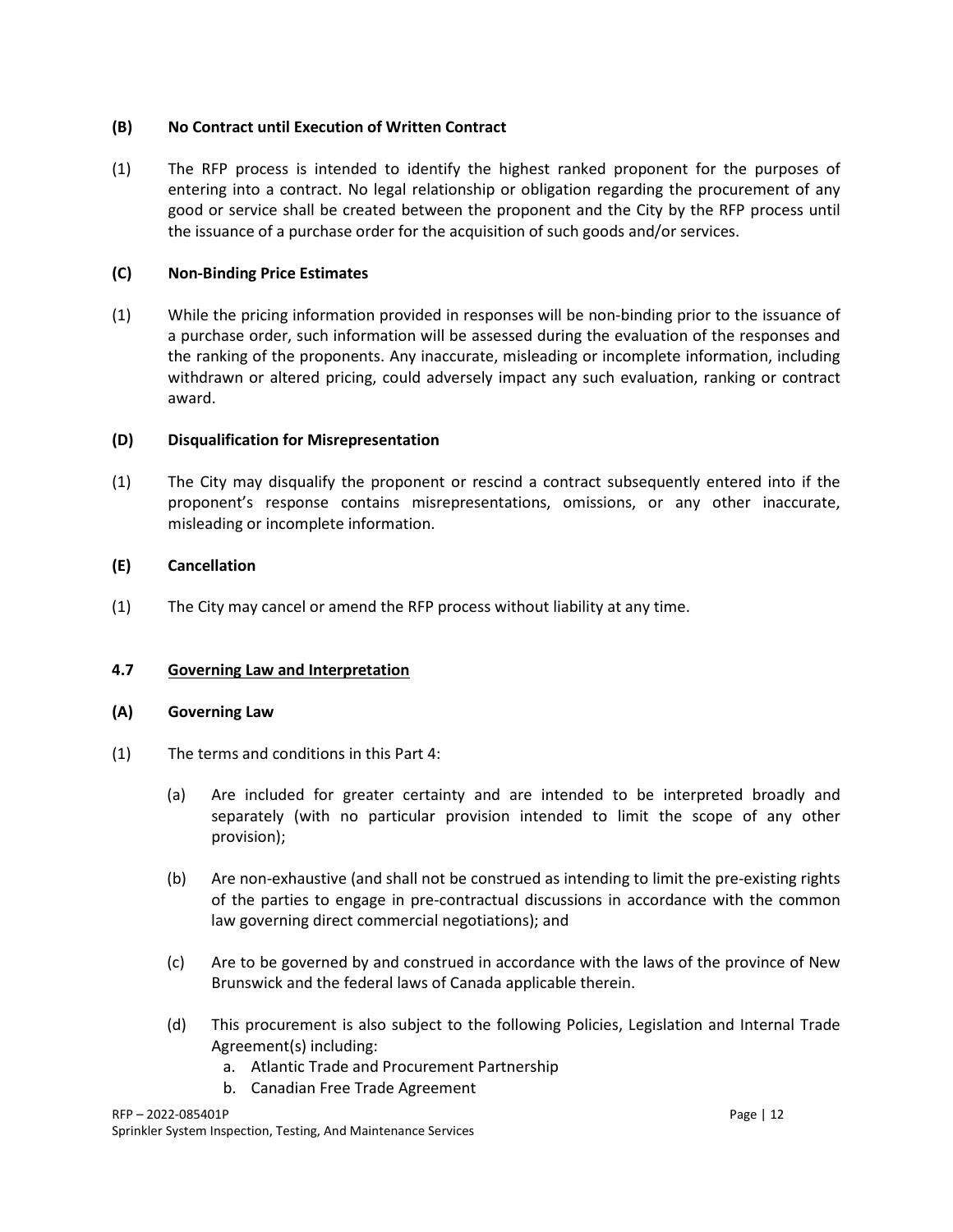**(B) No Contract until Execution of Written Contract**

(1) The RFP process is intended to identify the highest ranked proponent for the purposes of entering into a contract. No legal relationship or obligation regarding the procurement of any good or service shall be created between the proponent and the City by the RFP process until the issuance of a purchase order for the acquisition of such goods and/or services.

**(C) Non-Binding Price Estimates**

(1) While the pricing information provided in responses will be non-binding prior to the issuance of a purchase order, such information will be assessed during the evaluation of the responses and the ranking of the proponents. Any inaccurate, misleading or incomplete information, including withdrawn or altered pricing, could adversely impact any such evaluation, ranking or contract award.

**(D) Disqualification for Misrepresentation**

(1) The City may disqualify the proponent or rescind a contract subsequently entered into if the proponent's response contains misrepresentations, omissions, or any other inaccurate, misleading or incomplete information.

**(E) Cancellation**

(1) The City may cancel or amend the RFP process without liability at any time.

**4.7 <u>Governing Law and Interpretation</u>**

**(A) Governing Law**

(1) The terms and conditions in this Part 4:

(a) Are included for greater certainty and are intended to be interpreted broadly and separately (with no particular provision intended to limit the scope of any other provision);

(b) Are non-exhaustive (and shall not be construed as intending to limit the pre-existing rights of the parties to engage in pre-contractual discussions in accordance with the common law governing direct commercial negotiations); and

(c) Are to be governed by and construed in accordance with the laws of the province of New Brunswick and the federal laws of Canada applicable therein.

(d) This procurement is also subject to the following Policies, Legislation and Internal Trade Agreement(s) including:

a. Atlantic Trade and Procurement Partnership
b. Canadian Free Trade Agreement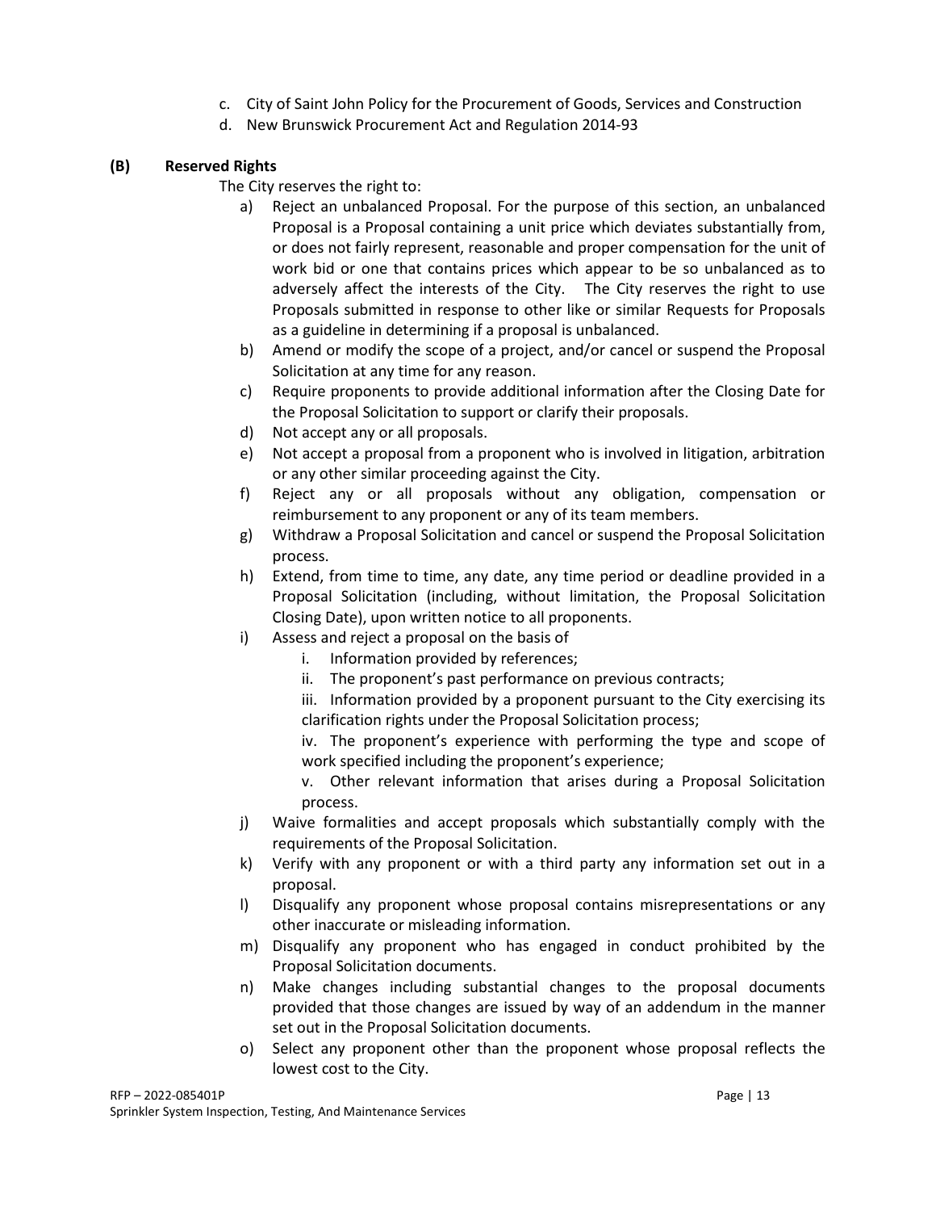c. City of Saint John Policy for the Procurement of Goods, Services and Construction
d. New Brunswick Procurement Act and Regulation 2014-93

**(B) Reserved Rights**

The City reserves the right to:

a) Reject an unbalanced Proposal. For the purpose of this section, an unbalanced Proposal is a Proposal containing a unit price which deviates substantially from, or does not fairly represent, reasonable and proper compensation for the unit of work bid or one that contains prices which appear to be so unbalanced as to adversely affect the interests of the City. The City reserves the right to use Proposals submitted in response to other like or similar Requests for Proposals as a guideline in determining if a proposal is unbalanced.

b) Amend or modify the scope of a project, and/or cancel or suspend the Proposal Solicitation at any time for any reason.

c) Require proponents to provide additional information after the Closing Date for the Proposal Solicitation to support or clarify their proposals.

d) Not accept any or all proposals.

e) Not accept a proposal from a proponent who is involved in litigation, arbitration or any other similar proceeding against the City.

f) Reject any or all proposals without any obligation, compensation or reimbursement to any proponent or any of its team members.

g) Withdraw a Proposal Solicitation and cancel or suspend the Proposal Solicitation process.

h) Extend, from time to time, any date, any time period or deadline provided in a Proposal Solicitation (including, without limitation, the Proposal Solicitation Closing Date), upon written notice to all proponents.

i) Assess and reject a proposal on the basis of
   i. Information provided by references;
   ii. The proponent's past performance on previous contracts;
   iii. Information provided by a proponent pursuant to the City exercising its clarification rights under the Proposal Solicitation process;
   iv. The proponent's experience with performing the type and scope of work specified including the proponent's experience;
   v. Other relevant information that arises during a Proposal Solicitation process.

j) Waive formalities and accept proposals which substantially comply with the requirements of the Proposal Solicitation.

k) Verify with any proponent or with a third party any information set out in a proposal.

l) Disqualify any proponent whose proposal contains misrepresentations or any other inaccurate or misleading information.

m) Disqualify any proponent who has engaged in conduct prohibited by the Proposal Solicitation documents.

n) Make changes including substantial changes to the proposal documents provided that those changes are issued by way of an addendum in the manner set out in the Proposal Solicitation documents.

o) Select any proponent other than the proponent whose proposal reflects the lowest cost to the City.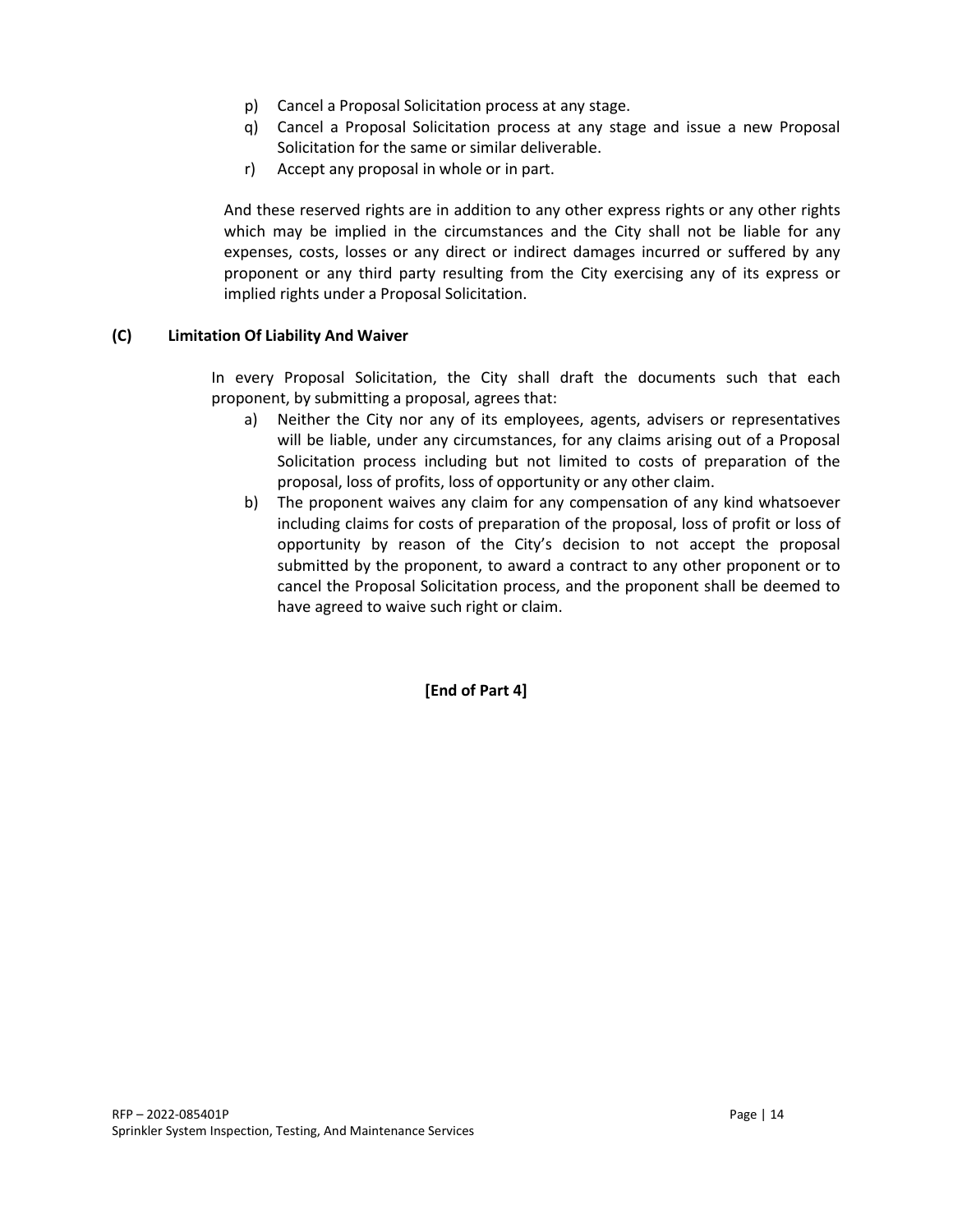p) Cancel a Proposal Solicitation process at any stage.
q) Cancel a Proposal Solicitation process at any stage and issue a new Proposal Solicitation for the same or similar deliverable.
r) Accept any proposal in whole or in part.

And these reserved rights are in addition to any other express rights or any other rights which may be implied in the circumstances and the City shall not be liable for any expenses, costs, losses or any direct or indirect damages incurred or suffered by any proponent or any third party resulting from the City exercising any of its express or implied rights under a Proposal Solicitation.

**(C) Limitation Of Liability And Waiver**

In every Proposal Solicitation, the City shall draft the documents such that each proponent, by submitting a proposal, agrees that:

a) Neither the City nor any of its employees, agents, advisers or representatives will be liable, under any circumstances, for any claims arising out of a Proposal Solicitation process including but not limited to costs of preparation of the proposal, loss of profits, loss of opportunity or any other claim.
b) The proponent waives any claim for any compensation of any kind whatsoever including claims for costs of preparation of the proposal, loss of profit or loss of opportunity by reason of the City's decision to not accept the proposal submitted by the proponent, to award a contract to any other proponent or to cancel the Proposal Solicitation process, and the proponent shall be deemed to have agreed to waive such right or claim.

**[End of Part 4]**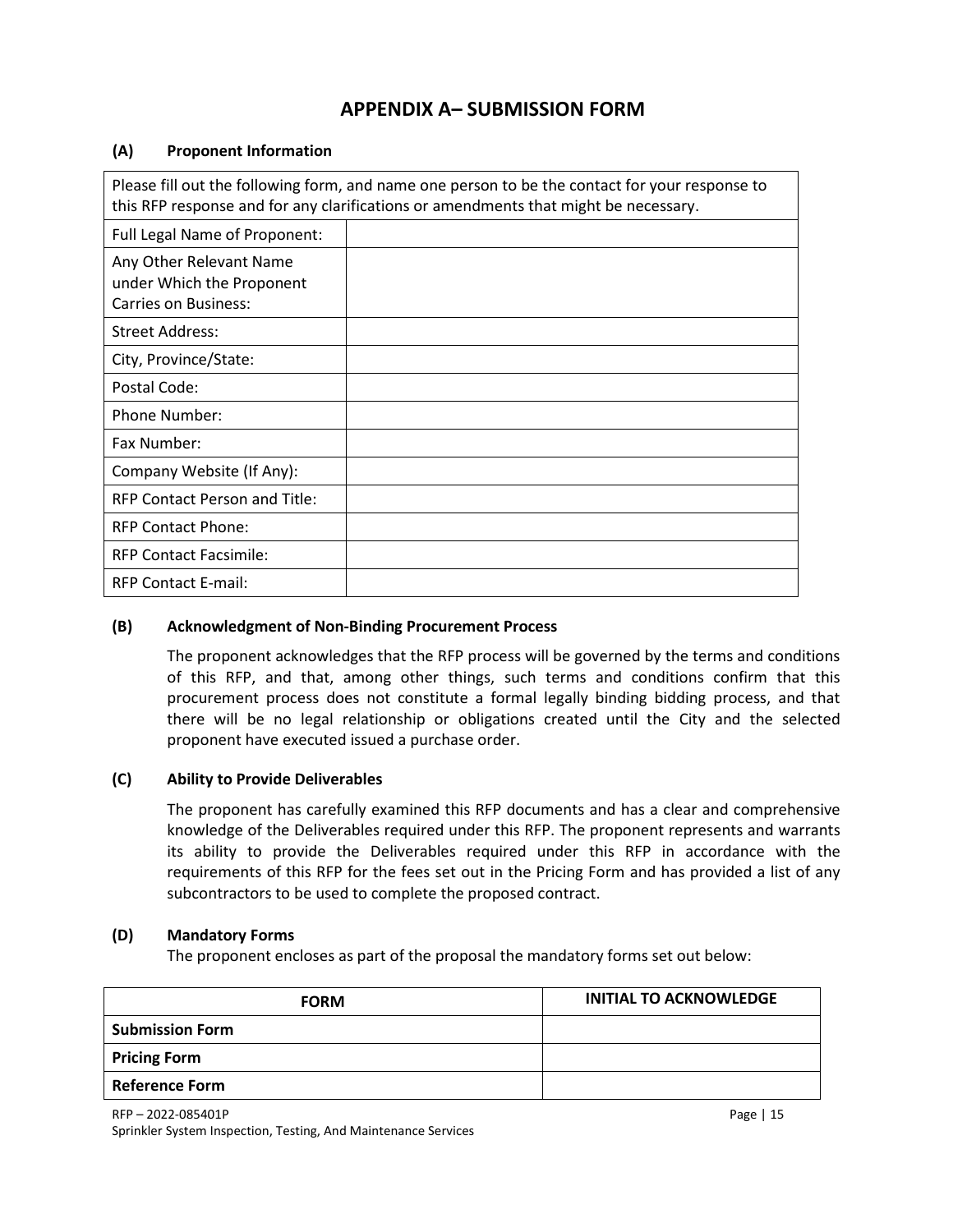# APPENDIX A– SUBMISSION FORM

### (A) Proponent Information

| Please fill out the following form, and name one person to be the contact for your response to this RFP response and for any clarifications or amendments that might be necessary. | |
|---|---|
| Full Legal Name of Proponent: | |
| Any Other Relevant Name under Which the Proponent Carries on Business: | |
| Street Address: | |
| City, Province/State: | |
| Postal Code: | |
| Phone Number: | |
| Fax Number: | |
| Company Website (If Any): | |
| RFP Contact Person and Title: | |
| RFP Contact Phone: | |
| RFP Contact Facsimile: | |
| RFP Contact E-mail: | |

### (B) Acknowledgment of Non-Binding Procurement Process

The proponent acknowledges that the RFP process will be governed by the terms and conditions of this RFP, and that, among other things, such terms and conditions confirm that this procurement process does not constitute a formal legally binding bidding process, and that there will be no legal relationship or obligations created until the City and the selected proponent have executed issued a purchase order.

### (C) Ability to Provide Deliverables

The proponent has carefully examined this RFP documents and has a clear and comprehensive knowledge of the Deliverables required under this RFP. The proponent represents and warrants its ability to provide the Deliverables required under this RFP in accordance with the requirements of this RFP for the fees set out in the Pricing Form and has provided a list of any subcontractors to be used to complete the proposed contract.

### (D) Mandatory Forms

The proponent encloses as part of the proposal the mandatory forms set out below:

| FORM | INITIAL TO ACKNOWLEDGE |
|---|---|
| **Submission Form** | |
| **Pricing Form** | |
| **Reference Form** | |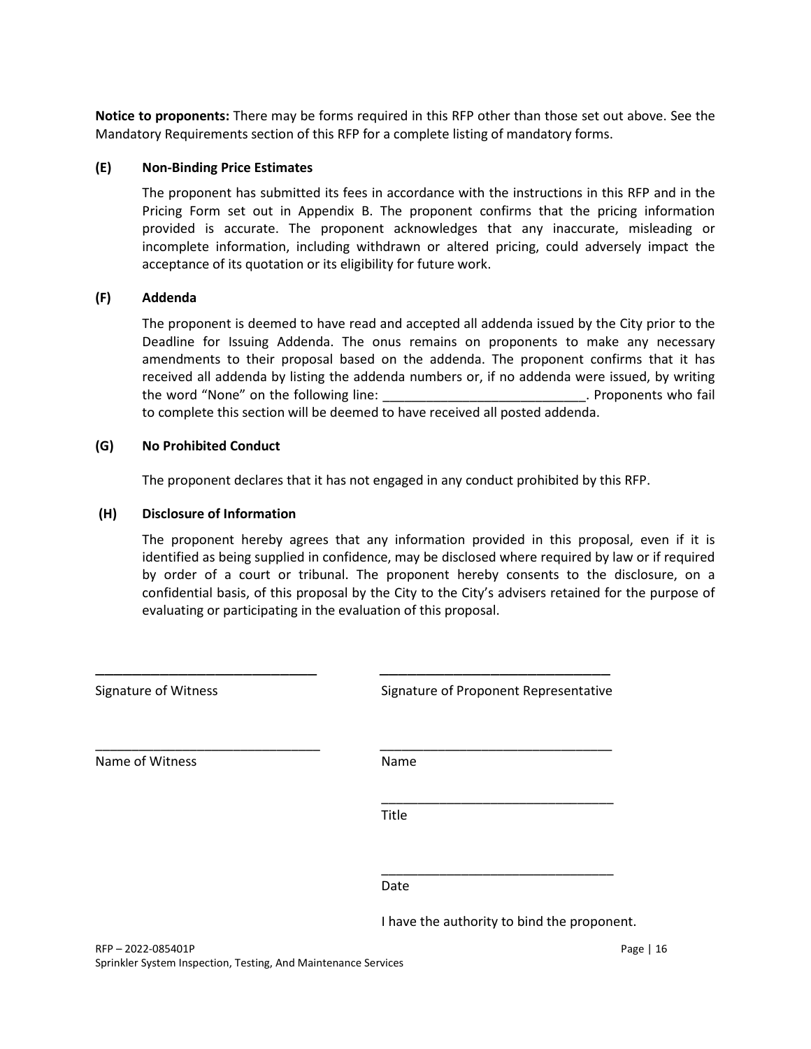**Notice to proponents:** There may be forms required in this RFP other than those set out above. See the Mandatory Requirements section of this RFP for a complete listing of mandatory forms.

**(E) Non-Binding Price Estimates**

The proponent has submitted its fees in accordance with the instructions in this RFP and in the Pricing Form set out in Appendix B. The proponent confirms that the pricing information provided is accurate. The proponent acknowledges that any inaccurate, misleading or incomplete information, including withdrawn or altered pricing, could adversely impact the acceptance of its quotation or its eligibility for future work.

**(F) Addenda**

The proponent is deemed to have read and accepted all addenda issued by the City prior to the Deadline for Issuing Addenda. The onus remains on proponents to make any necessary amendments to their proposal based on the addenda. The proponent confirms that it has received all addenda by listing the addenda numbers or, if no addenda were issued, by writing the word "None" on the following line: ____________________________. Proponents who fail to complete this section will be deemed to have received all posted addenda.

**(G) No Prohibited Conduct**

The proponent declares that it has not engaged in any conduct prohibited by this RFP.

**(H) Disclosure of Information**

The proponent hereby agrees that any information provided in this proposal, even if it is identified as being supplied in confidence, may be disclosed where required by law or if required by order of a court or tribunal. The proponent hereby consents to the disclosure, on a confidential basis, of this proposal by the City to the City's advisers retained for the purpose of evaluating or participating in the evaluation of this proposal.

| | |
|---|---|
| ______________________________ | ______________________________ |
| Signature of Witness | Signature of Proponent Representative |
| ______________________________ | ______________________________ |
| Name of Witness | Name |
| | ______________________________ |
| | Title |
| | ______________________________ |
| | Date |
| | I have the authority to bind the proponent. |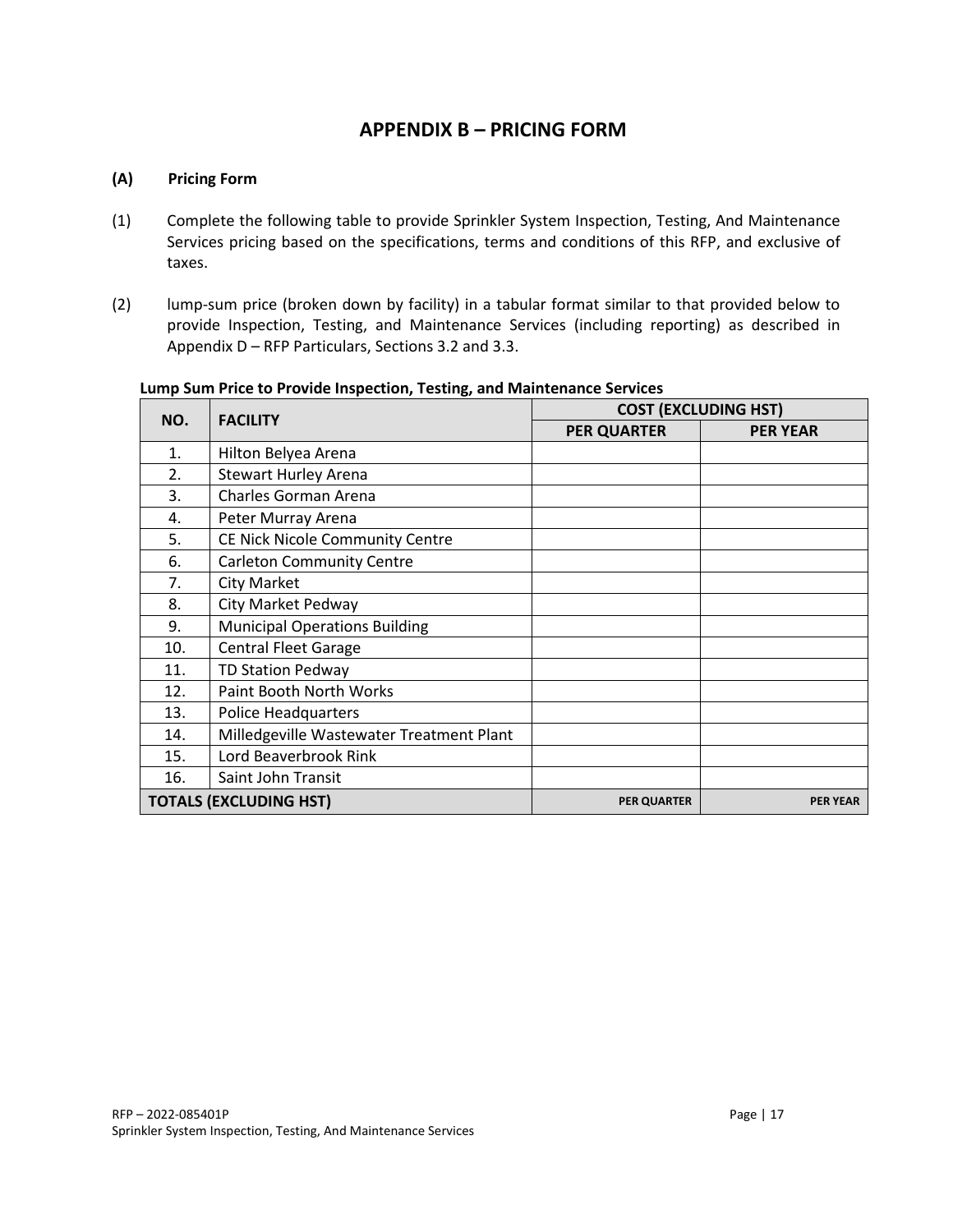# APPENDIX B – PRICING FORM

**(A) Pricing Form**

(1) Complete the following table to provide Sprinkler System Inspection, Testing, And Maintenance Services pricing based on the specifications, terms and conditions of this RFP, and exclusive of taxes.

(2) lump-sum price (broken down by facility) in a tabular format similar to that provided below to provide Inspection, Testing, and Maintenance Services (including reporting) as described in Appendix D – RFP Particulars, Sections 3.2 and 3.3.

**Lump Sum Price to Provide Inspection, Testing, and Maintenance Services**

| NO. | FACILITY | COST (EXCLUDING HST) | |
|---|---|---|---|
| | | PER QUARTER | PER YEAR |
| 1. | Hilton Belyea Arena | | |
| 2. | Stewart Hurley Arena | | |
| 3. | Charles Gorman Arena | | |
| 4. | Peter Murray Arena | | |
| 5. | CE Nick Nicole Community Centre | | |
| 6. | Carleton Community Centre | | |
| 7. | City Market | | |
| 8. | City Market Pedway | | |
| 9. | Municipal Operations Building | | |
| 10. | Central Fleet Garage | | |
| 11. | TD Station Pedway | | |
| 12. | Paint Booth North Works | | |
| 13. | Police Headquarters | | |
| 14. | Milledgeville Wastewater Treatment Plant | | |
| 15. | Lord Beaverbrook Rink | | |
| 16. | Saint John Transit | | |
| **TOTALS (EXCLUDING HST)** | | **PER QUARTER** | **PER YEAR** |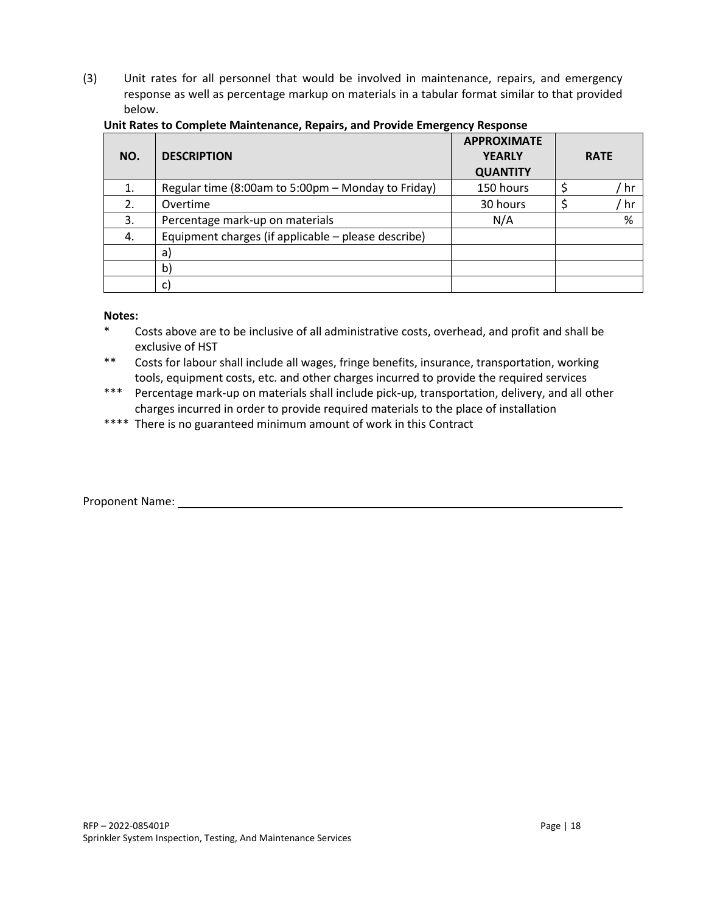(3) Unit rates for all personnel that would be involved in maintenance, repairs, and emergency response as well as percentage markup on materials in a tabular format similar to that provided below.

**Unit Rates to Complete Maintenance, Repairs, and Provide Emergency Response**

| NO. | DESCRIPTION | APPROXIMATE YEARLY QUANTITY | RATE |
|---|---|---|---|
| 1. | Regular time (8:00am to 5:00pm – Monday to Friday) | 150 hours | $ / hr |
| 2. | Overtime | 30 hours | $ / hr |
| 3. | Percentage mark-up on materials | N/A | % |
| 4. | Equipment charges (if applicable – please describe) | | |
| | a) | | |
| | b) | | |
| | c) | | |

**Notes:**

\* Costs above are to be inclusive of all administrative costs, overhead, and profit and shall be exclusive of HST

\*\* Costs for labour shall include all wages, fringe benefits, insurance, transportation, working tools, equipment costs, etc. and other charges incurred to provide the required services

\*\*\* Percentage mark-up on materials shall include pick-up, transportation, delivery, and all other charges incurred in order to provide required materials to the place of installation

\*\*\*\* There is no guaranteed minimum amount of work in this Contract

Proponent Name: ______________________________________________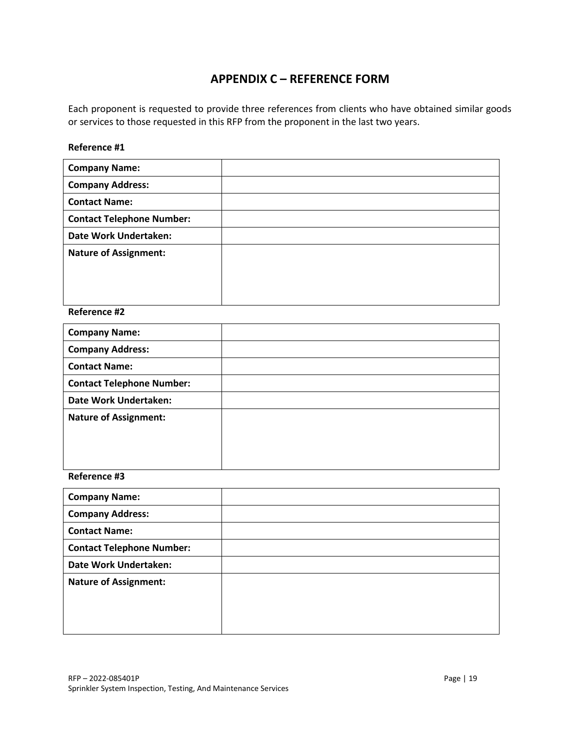## APPENDIX C – REFERENCE FORM

Each proponent is requested to provide three references from clients who have obtained similar goods or services to those requested in this RFP from the proponent in the last two years.

**Reference #1**

| **Company Name:** | |
|---|---|
| **Company Address:** | |
| **Contact Name:** | |
| **Contact Telephone Number:** | |
| **Date Work Undertaken:** | |
| **Nature of Assignment:** | |

**Reference #2**

| **Company Name:** | |
|---|---|
| **Company Address:** | |
| **Contact Name:** | |
| **Contact Telephone Number:** | |
| **Date Work Undertaken:** | |
| **Nature of Assignment:** | |

**Reference #3**

| **Company Name:** | |
|---|---|
| **Company Address:** | |
| **Contact Name:** | |
| **Contact Telephone Number:** | |
| **Date Work Undertaken:** | |
| **Nature of Assignment:** | |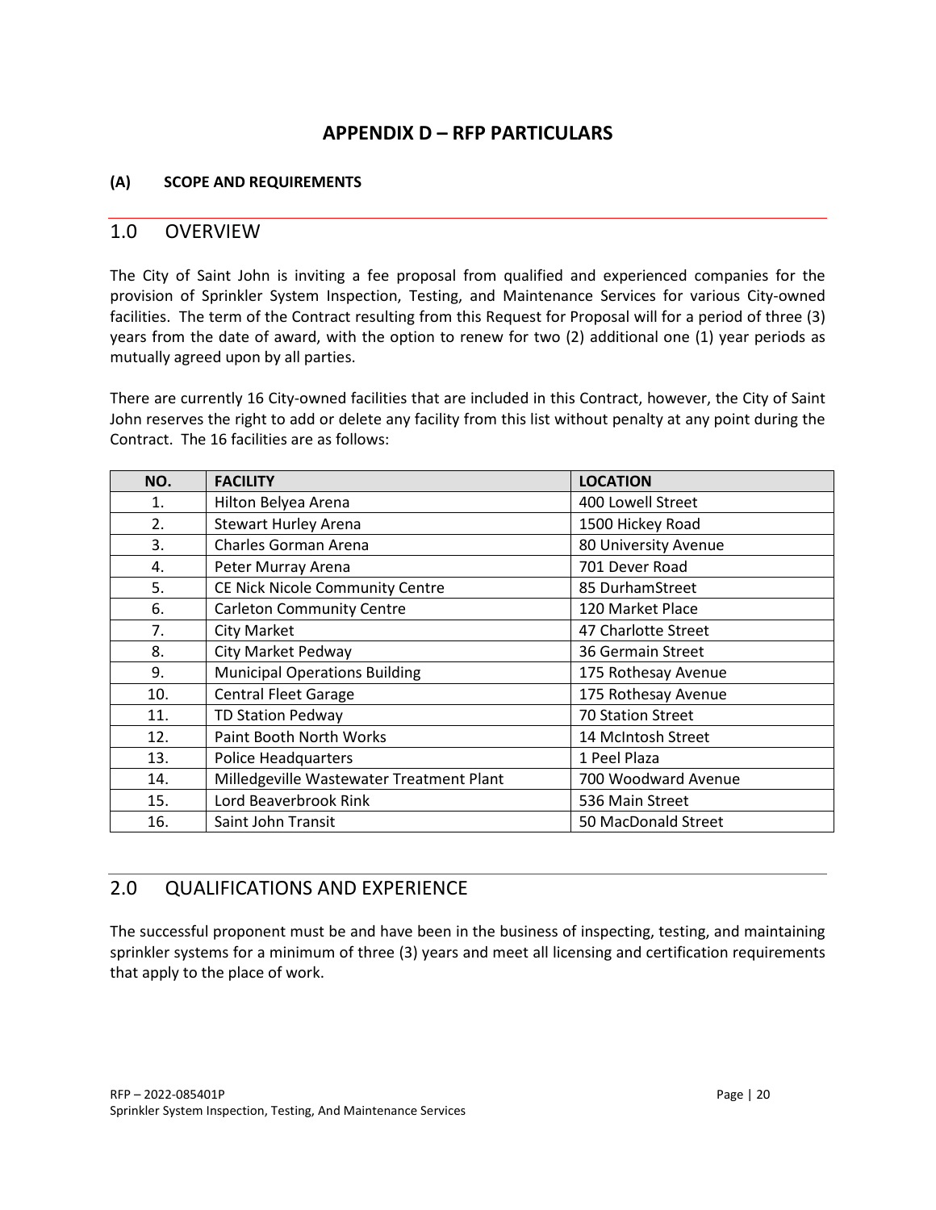# APPENDIX D – RFP PARTICULARS

**(A) SCOPE AND REQUIREMENTS**

## 1.0 OVERVIEW

The City of Saint John is inviting a fee proposal from qualified and experienced companies for the provision of Sprinkler System Inspection, Testing, and Maintenance Services for various City-owned facilities. The term of the Contract resulting from this Request for Proposal will for a period of three (3) years from the date of award, with the option to renew for two (2) additional one (1) year periods as mutually agreed upon by all parties.

There are currently 16 City-owned facilities that are included in this Contract, however, the City of Saint John reserves the right to add or delete any facility from this list without penalty at any point during the Contract. The 16 facilities are as follows:

| NO. | FACILITY | LOCATION |
|---|---|---|
| 1. | Hilton Belyea Arena | 400 Lowell Street |
| 2. | Stewart Hurley Arena | 1500 Hickey Road |
| 3. | Charles Gorman Arena | 80 University Avenue |
| 4. | Peter Murray Arena | 701 Dever Road |
| 5. | CE Nick Nicole Community Centre | 85 DurhamStreet |
| 6. | Carleton Community Centre | 120 Market Place |
| 7. | City Market | 47 Charlotte Street |
| 8. | City Market Pedway | 36 Germain Street |
| 9. | Municipal Operations Building | 175 Rothesay Avenue |
| 10. | Central Fleet Garage | 175 Rothesay Avenue |
| 11. | TD Station Pedway | 70 Station Street |
| 12. | Paint Booth North Works | 14 McIntosh Street |
| 13. | Police Headquarters | 1 Peel Plaza |
| 14. | Milledgeville Wastewater Treatment Plant | 700 Woodward Avenue |
| 15. | Lord Beaverbrook Rink | 536 Main Street |
| 16. | Saint John Transit | 50 MacDonald Street |

## 2.0 QUALIFICATIONS AND EXPERIENCE

The successful proponent must be and have been in the business of inspecting, testing, and maintaining sprinkler systems for a minimum of three (3) years and meet all licensing and certification requirements that apply to the place of work.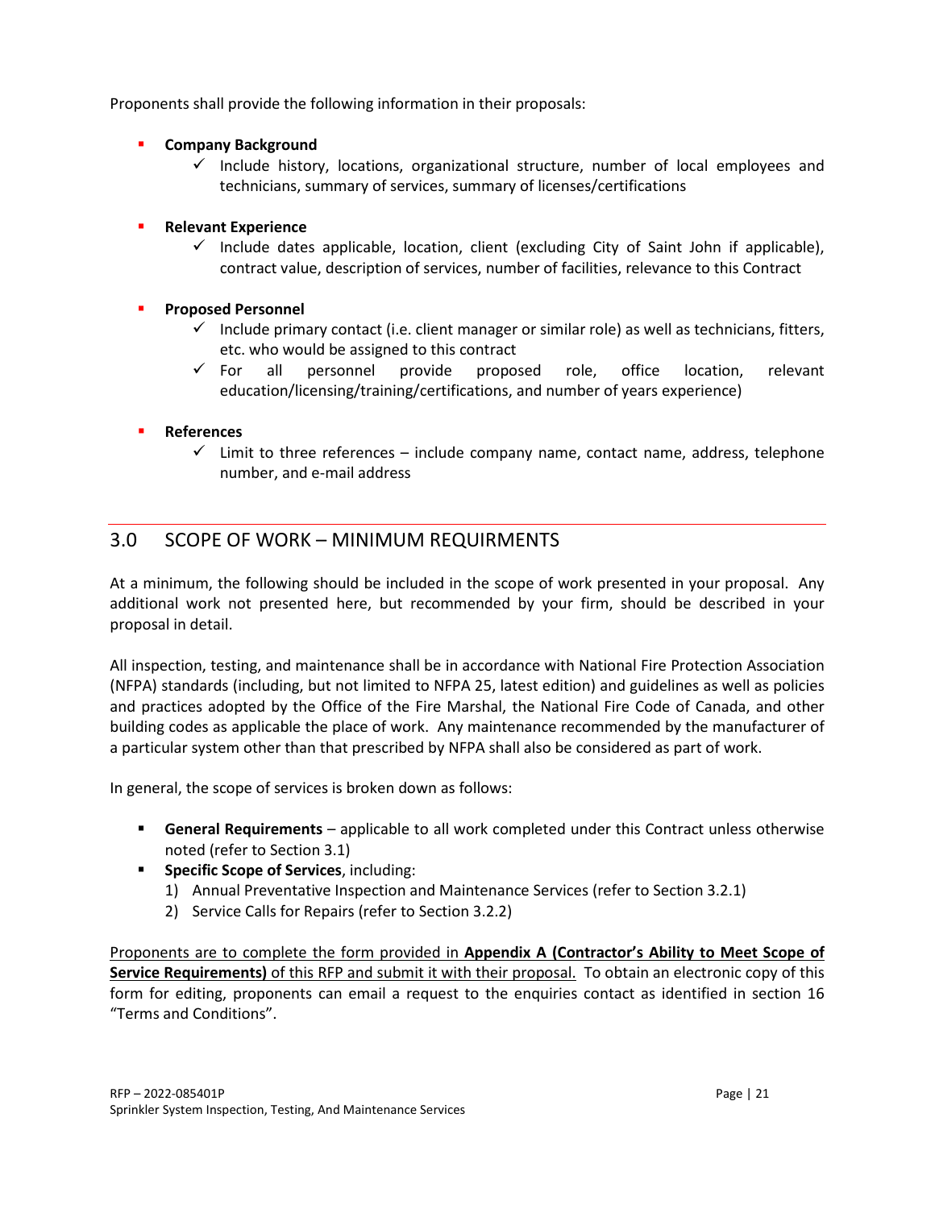Proponents shall provide the following information in their proposals:

- **Company Background**
  - ✓ Include history, locations, organizational structure, number of local employees and technicians, summary of services, summary of licenses/certifications

- **Relevant Experience**
  - ✓ Include dates applicable, location, client (excluding City of Saint John if applicable), contract value, description of services, number of facilities, relevance to this Contract

- **Proposed Personnel**
  - ✓ Include primary contact (i.e. client manager or similar role) as well as technicians, fitters, etc. who would be assigned to this contract
  - ✓ For all personnel provide proposed role, office location, relevant education/licensing/training/certifications, and number of years experience)

- **References**
  - ✓ Limit to three references – include company name, contact name, address, telephone number, and e-mail address

## 3.0 SCOPE OF WORK – MINIMUM REQUIRMENTS

At a minimum, the following should be included in the scope of work presented in your proposal. Any additional work not presented here, but recommended by your firm, should be described in your proposal in detail.

All inspection, testing, and maintenance shall be in accordance with National Fire Protection Association (NFPA) standards (including, but not limited to NFPA 25, latest edition) and guidelines as well as policies and practices adopted by the Office of the Fire Marshal, the National Fire Code of Canada, and other building codes as applicable the place of work. Any maintenance recommended by the manufacturer of a particular system other than that prescribed by NFPA shall also be considered as part of work.

In general, the scope of services is broken down as follows:

- **General Requirements** – applicable to all work completed under this Contract unless otherwise noted (refer to Section 3.1)
- **Specific Scope of Services**, including:
  1) Annual Preventative Inspection and Maintenance Services (refer to Section 3.2.1)
  2) Service Calls for Repairs (refer to Section 3.2.2)

<u>Proponents are to complete the form provided in **Appendix A (Contractor's Ability to Meet Scope of Service Requirements)** of this RFP and submit it with their proposal.</u> To obtain an electronic copy of this form for editing, proponents can email a request to the enquiries contact as identified in section 16 "Terms and Conditions".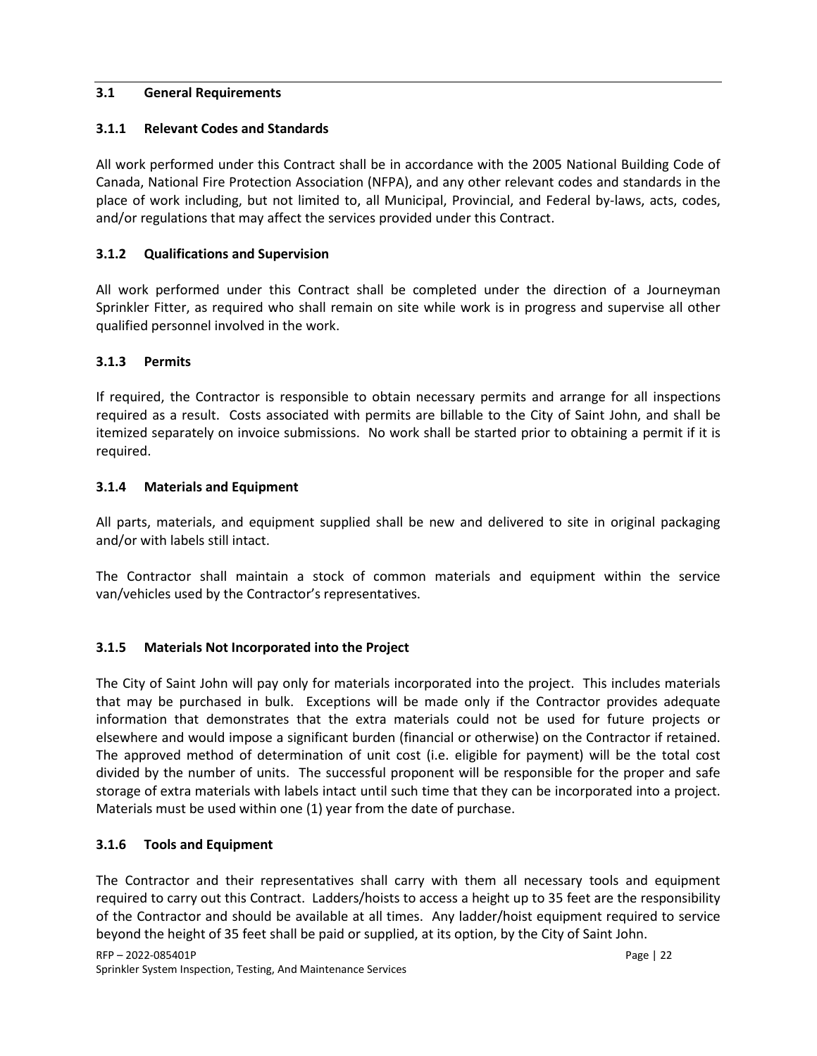### 3.1 General Requirements

#### 3.1.1 Relevant Codes and Standards

All work performed under this Contract shall be in accordance with the 2005 National Building Code of Canada, National Fire Protection Association (NFPA), and any other relevant codes and standards in the place of work including, but not limited to, all Municipal, Provincial, and Federal by-laws, acts, codes, and/or regulations that may affect the services provided under this Contract.

#### 3.1.2 Qualifications and Supervision

All work performed under this Contract shall be completed under the direction of a Journeyman Sprinkler Fitter, as required who shall remain on site while work is in progress and supervise all other qualified personnel involved in the work.

#### 3.1.3 Permits

If required, the Contractor is responsible to obtain necessary permits and arrange for all inspections required as a result. Costs associated with permits are billable to the City of Saint John, and shall be itemized separately on invoice submissions. No work shall be started prior to obtaining a permit if it is required.

#### 3.1.4 Materials and Equipment

All parts, materials, and equipment supplied shall be new and delivered to site in original packaging and/or with labels still intact.

The Contractor shall maintain a stock of common materials and equipment within the service van/vehicles used by the Contractor's representatives.

#### 3.1.5 Materials Not Incorporated into the Project

The City of Saint John will pay only for materials incorporated into the project. This includes materials that may be purchased in bulk. Exceptions will be made only if the Contractor provides adequate information that demonstrates that the extra materials could not be used for future projects or elsewhere and would impose a significant burden (financial or otherwise) on the Contractor if retained. The approved method of determination of unit cost (i.e. eligible for payment) will be the total cost divided by the number of units. The successful proponent will be responsible for the proper and safe storage of extra materials with labels intact until such time that they can be incorporated into a project. Materials must be used within one (1) year from the date of purchase.

#### 3.1.6 Tools and Equipment

The Contractor and their representatives shall carry with them all necessary tools and equipment required to carry out this Contract. Ladders/hoists to access a height up to 35 feet are the responsibility of the Contractor and should be available at all times. Any ladder/hoist equipment required to service beyond the height of 35 feet shall be paid or supplied, at its option, by the City of Saint John.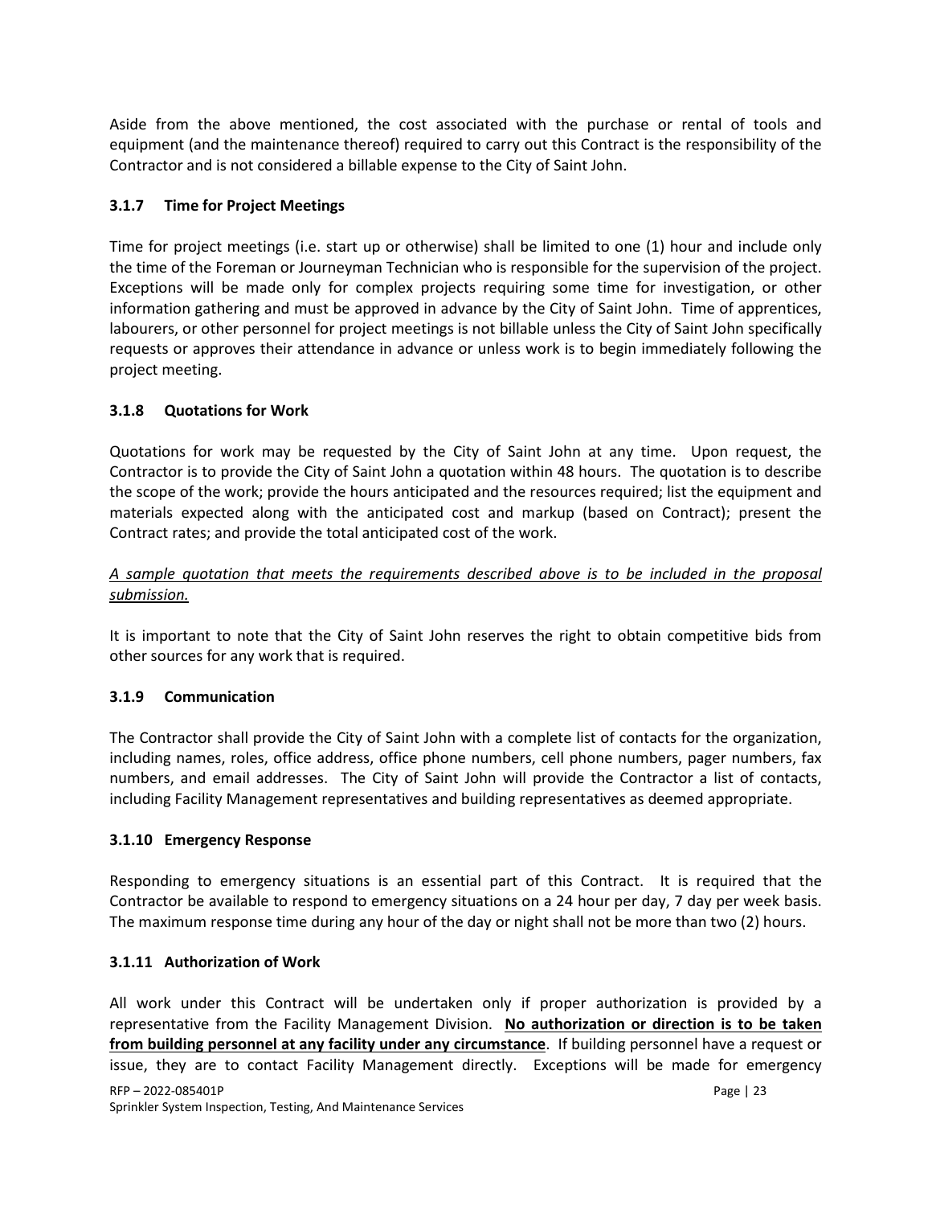Aside from the above mentioned, the cost associated with the purchase or rental of tools and equipment (and the maintenance thereof) required to carry out this Contract is the responsibility of the Contractor and is not considered a billable expense to the City of Saint John.

### 3.1.7 Time for Project Meetings

Time for project meetings (i.e. start up or otherwise) shall be limited to one (1) hour and include only the time of the Foreman or Journeyman Technician who is responsible for the supervision of the project. Exceptions will be made only for complex projects requiring some time for investigation, or other information gathering and must be approved in advance by the City of Saint John. Time of apprentices, labourers, or other personnel for project meetings is not billable unless the City of Saint John specifically requests or approves their attendance in advance or unless work is to begin immediately following the project meeting.

### 3.1.8 Quotations for Work

Quotations for work may be requested by the City of Saint John at any time. Upon request, the Contractor is to provide the City of Saint John a quotation within 48 hours. The quotation is to describe the scope of the work; provide the hours anticipated and the resources required; list the equipment and materials expected along with the anticipated cost and markup (based on Contract); present the Contract rates; and provide the total anticipated cost of the work.

*<u>A sample quotation that meets the requirements described above is to be included in the proposal submission.</u>*

It is important to note that the City of Saint John reserves the right to obtain competitive bids from other sources for any work that is required.

### 3.1.9 Communication

The Contractor shall provide the City of Saint John with a complete list of contacts for the organization, including names, roles, office address, office phone numbers, cell phone numbers, pager numbers, fax numbers, and email addresses. The City of Saint John will provide the Contractor a list of contacts, including Facility Management representatives and building representatives as deemed appropriate.

### 3.1.10 Emergency Response

Responding to emergency situations is an essential part of this Contract. It is required that the Contractor be available to respond to emergency situations on a 24 hour per day, 7 day per week basis. The maximum response time during any hour of the day or night shall not be more than two (2) hours.

### 3.1.11 Authorization of Work

All work under this Contract will be undertaken only if proper authorization is provided by a representative from the Facility Management Division. **<u>No authorization or direction is to be taken from building personnel at any facility under any circumstance</u>**. If building personnel have a request or issue, they are to contact Facility Management directly. Exceptions will be made for emergency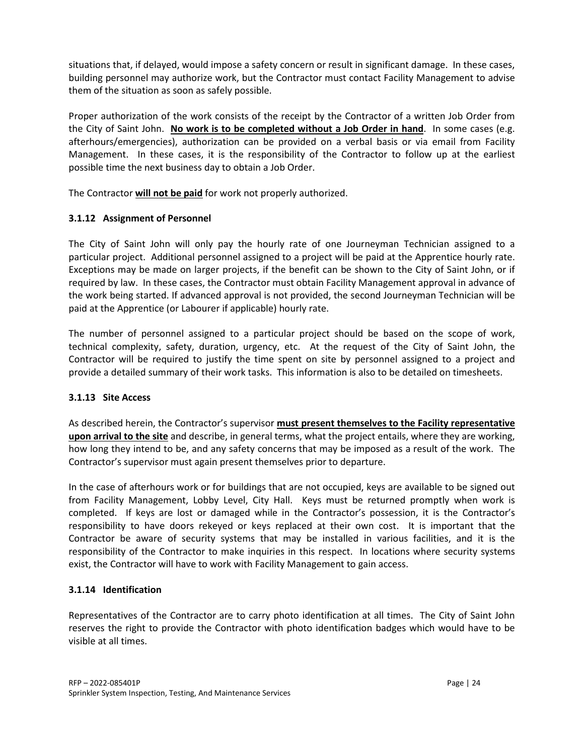situations that, if delayed, would impose a safety concern or result in significant damage. In these cases, building personnel may authorize work, but the Contractor must contact Facility Management to advise them of the situation as soon as safely possible.

Proper authorization of the work consists of the receipt by the Contractor of a written Job Order from the City of Saint John. **No work is to be completed without a Job Order in hand**. In some cases (e.g. afterhours/emergencies), authorization can be provided on a verbal basis or via email from Facility Management. In these cases, it is the responsibility of the Contractor to follow up at the earliest possible time the next business day to obtain a Job Order.

The Contractor **will not be paid** for work not properly authorized.

### 3.1.12 Assignment of Personnel

The City of Saint John will only pay the hourly rate of one Journeyman Technician assigned to a particular project. Additional personnel assigned to a project will be paid at the Apprentice hourly rate. Exceptions may be made on larger projects, if the benefit can be shown to the City of Saint John, or if required by law. In these cases, the Contractor must obtain Facility Management approval in advance of the work being started. If advanced approval is not provided, the second Journeyman Technician will be paid at the Apprentice (or Labourer if applicable) hourly rate.

The number of personnel assigned to a particular project should be based on the scope of work, technical complexity, safety, duration, urgency, etc. At the request of the City of Saint John, the Contractor will be required to justify the time spent on site by personnel assigned to a project and provide a detailed summary of their work tasks. This information is also to be detailed on timesheets.

### 3.1.13 Site Access

As described herein, the Contractor's supervisor **must present themselves to the Facility representative upon arrival to the site** and describe, in general terms, what the project entails, where they are working, how long they intend to be, and any safety concerns that may be imposed as a result of the work. The Contractor's supervisor must again present themselves prior to departure.

In the case of afterhours work or for buildings that are not occupied, keys are available to be signed out from Facility Management, Lobby Level, City Hall. Keys must be returned promptly when work is completed. If keys are lost or damaged while in the Contractor's possession, it is the Contractor's responsibility to have doors rekeyed or keys replaced at their own cost. It is important that the Contractor be aware of security systems that may be installed in various facilities, and it is the responsibility of the Contractor to make inquiries in this respect. In locations where security systems exist, the Contractor will have to work with Facility Management to gain access.

### 3.1.14 Identification

Representatives of the Contractor are to carry photo identification at all times. The City of Saint John reserves the right to provide the Contractor with photo identification badges which would have to be visible at all times.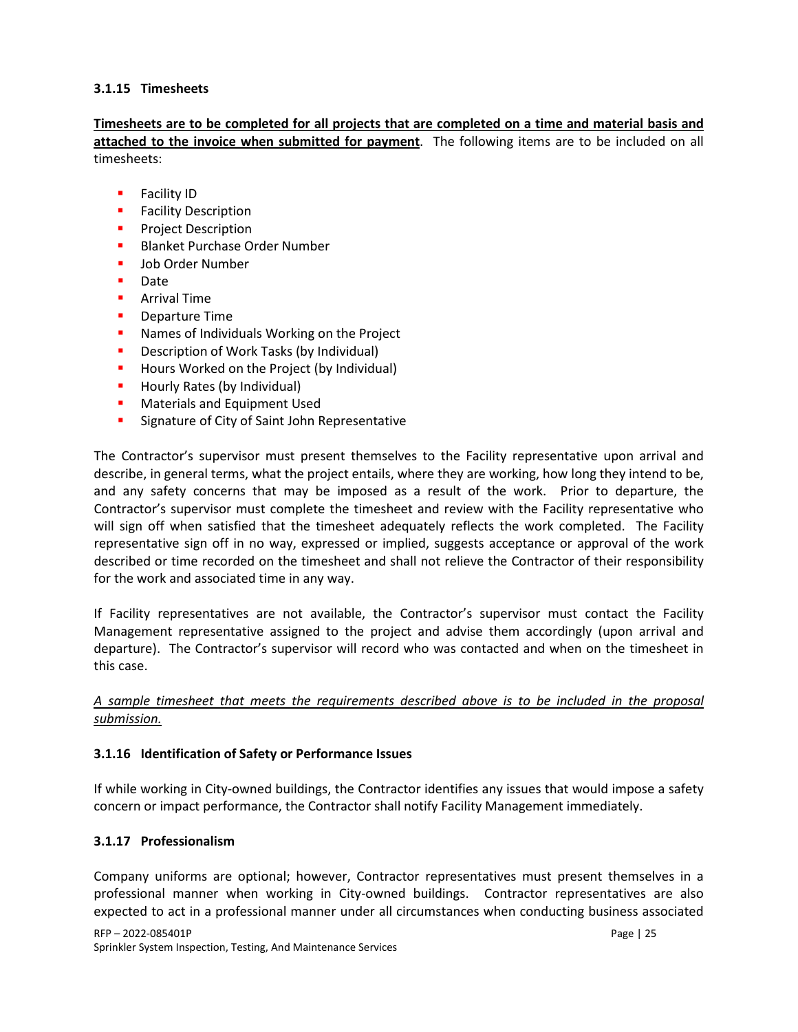### 3.1.15 Timesheets

**<u>Timesheets are to be completed for all projects that are completed on a time and material basis and attached to the invoice when submitted for payment</u>**. The following items are to be included on all timesheets:

- Facility ID
- Facility Description
- Project Description
- Blanket Purchase Order Number
- Job Order Number
- Date
- Arrival Time
- Departure Time
- Names of Individuals Working on the Project
- Description of Work Tasks (by Individual)
- Hours Worked on the Project (by Individual)
- Hourly Rates (by Individual)
- Materials and Equipment Used
- Signature of City of Saint John Representative

The Contractor's supervisor must present themselves to the Facility representative upon arrival and describe, in general terms, what the project entails, where they are working, how long they intend to be, and any safety concerns that may be imposed as a result of the work. Prior to departure, the Contractor's supervisor must complete the timesheet and review with the Facility representative who will sign off when satisfied that the timesheet adequately reflects the work completed. The Facility representative sign off in no way, expressed or implied, suggests acceptance or approval of the work described or time recorded on the timesheet and shall not relieve the Contractor of their responsibility for the work and associated time in any way.

If Facility representatives are not available, the Contractor's supervisor must contact the Facility Management representative assigned to the project and advise them accordingly (upon arrival and departure). The Contractor's supervisor will record who was contacted and when on the timesheet in this case.

*<u>A sample timesheet that meets the requirements described above is to be included in the proposal submission.</u>*

### 3.1.16 Identification of Safety or Performance Issues

If while working in City-owned buildings, the Contractor identifies any issues that would impose a safety concern or impact performance, the Contractor shall notify Facility Management immediately.

### 3.1.17 Professionalism

Company uniforms are optional; however, Contractor representatives must present themselves in a professional manner when working in City-owned buildings. Contractor representatives are also expected to act in a professional manner under all circumstances when conducting business associated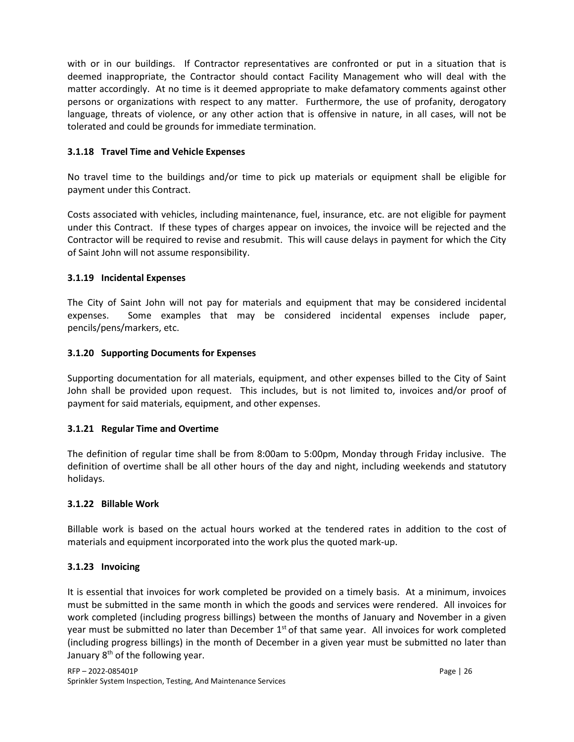with or in our buildings. If Contractor representatives are confronted or put in a situation that is deemed inappropriate, the Contractor should contact Facility Management who will deal with the matter accordingly. At no time is it deemed appropriate to make defamatory comments against other persons or organizations with respect to any matter. Furthermore, the use of profanity, derogatory language, threats of violence, or any other action that is offensive in nature, in all cases, will not be tolerated and could be grounds for immediate termination.

### 3.1.18 Travel Time and Vehicle Expenses

No travel time to the buildings and/or time to pick up materials or equipment shall be eligible for payment under this Contract.

Costs associated with vehicles, including maintenance, fuel, insurance, etc. are not eligible for payment under this Contract. If these types of charges appear on invoices, the invoice will be rejected and the Contractor will be required to revise and resubmit. This will cause delays in payment for which the City of Saint John will not assume responsibility.

### 3.1.19 Incidental Expenses

The City of Saint John will not pay for materials and equipment that may be considered incidental expenses. Some examples that may be considered incidental expenses include paper, pencils/pens/markers, etc.

### 3.1.20 Supporting Documents for Expenses

Supporting documentation for all materials, equipment, and other expenses billed to the City of Saint John shall be provided upon request. This includes, but is not limited to, invoices and/or proof of payment for said materials, equipment, and other expenses.

### 3.1.21 Regular Time and Overtime

The definition of regular time shall be from 8:00am to 5:00pm, Monday through Friday inclusive. The definition of overtime shall be all other hours of the day and night, including weekends and statutory holidays.

### 3.1.22 Billable Work

Billable work is based on the actual hours worked at the tendered rates in addition to the cost of materials and equipment incorporated into the work plus the quoted mark-up.

### 3.1.23 Invoicing

It is essential that invoices for work completed be provided on a timely basis. At a minimum, invoices must be submitted in the same month in which the goods and services were rendered. All invoices for work completed (including progress billings) between the months of January and November in a given year must be submitted no later than December 1st of that same year. All invoices for work completed (including progress billings) in the month of December in a given year must be submitted no later than January 8th of the following year.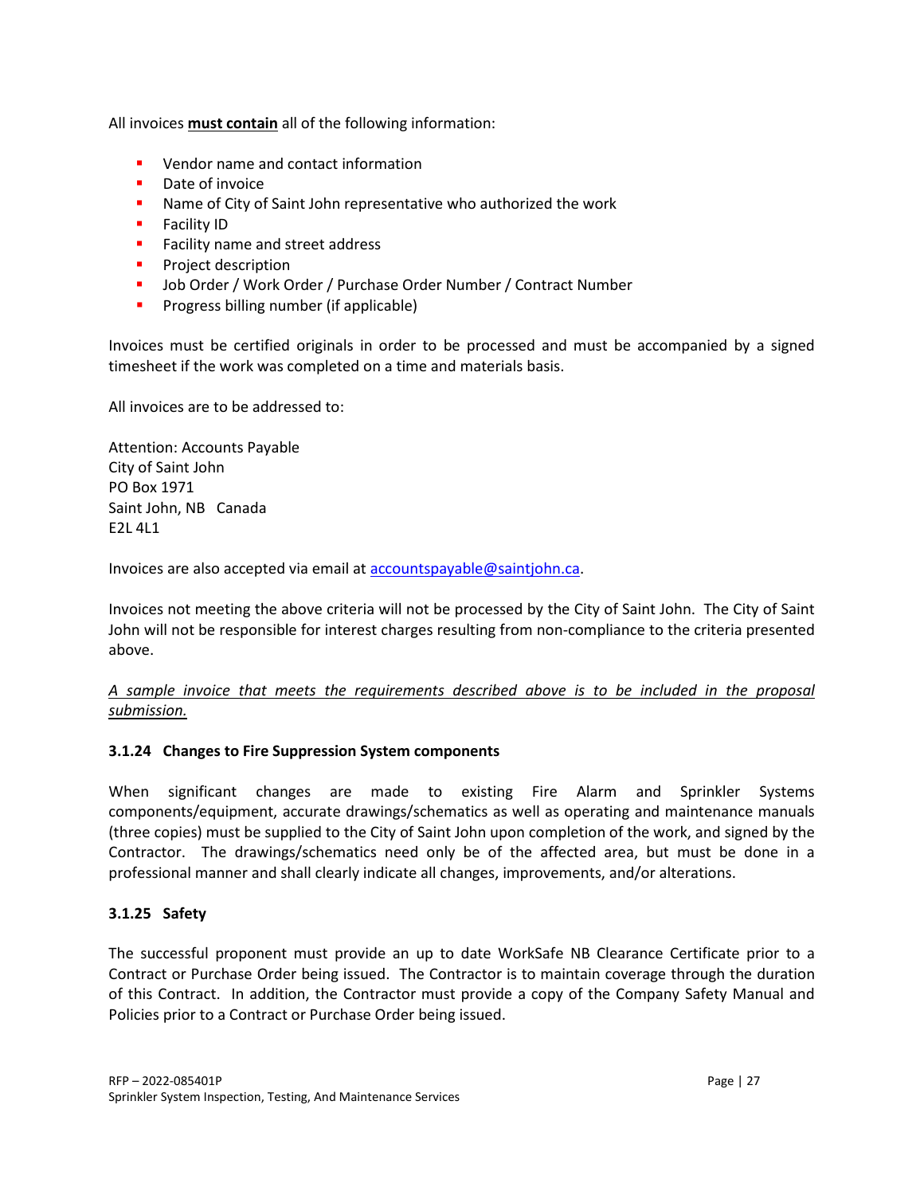All invoices **must contain** all of the following information:

- Vendor name and contact information
- Date of invoice
- Name of City of Saint John representative who authorized the work
- Facility ID
- Facility name and street address
- Project description
- Job Order / Work Order / Purchase Order Number / Contract Number
- Progress billing number (if applicable)

Invoices must be certified originals in order to be processed and must be accompanied by a signed timesheet if the work was completed on a time and materials basis.

All invoices are to be addressed to:

Attention: Accounts Payable
City of Saint John
PO Box 1971
Saint John, NB Canada
E2L 4L1

Invoices are also accepted via email at accountspayable@saintjohn.ca.

Invoices not meeting the above criteria will not be processed by the City of Saint John. The City of Saint John will not be responsible for interest charges resulting from non-compliance to the criteria presented above.

*A sample invoice that meets the requirements described above is to be included in the proposal submission.*

### 3.1.24 Changes to Fire Suppression System components

When significant changes are made to existing Fire Alarm and Sprinkler Systems components/equipment, accurate drawings/schematics as well as operating and maintenance manuals (three copies) must be supplied to the City of Saint John upon completion of the work, and signed by the Contractor. The drawings/schematics need only be of the affected area, but must be done in a professional manner and shall clearly indicate all changes, improvements, and/or alterations.

### 3.1.25 Safety

The successful proponent must provide an up to date WorkSafe NB Clearance Certificate prior to a Contract or Purchase Order being issued. The Contractor is to maintain coverage through the duration of this Contract. In addition, the Contractor must provide a copy of the Company Safety Manual and Policies prior to a Contract or Purchase Order being issued.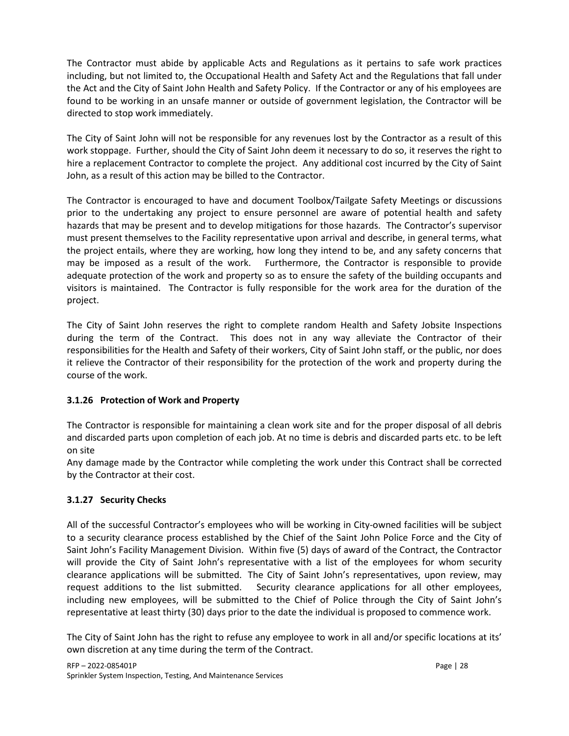The Contractor must abide by applicable Acts and Regulations as it pertains to safe work practices including, but not limited to, the Occupational Health and Safety Act and the Regulations that fall under the Act and the City of Saint John Health and Safety Policy. If the Contractor or any of his employees are found to be working in an unsafe manner or outside of government legislation, the Contractor will be directed to stop work immediately.

The City of Saint John will not be responsible for any revenues lost by the Contractor as a result of this work stoppage. Further, should the City of Saint John deem it necessary to do so, it reserves the right to hire a replacement Contractor to complete the project. Any additional cost incurred by the City of Saint John, as a result of this action may be billed to the Contractor.

The Contractor is encouraged to have and document Toolbox/Tailgate Safety Meetings or discussions prior to the undertaking any project to ensure personnel are aware of potential health and safety hazards that may be present and to develop mitigations for those hazards. The Contractor's supervisor must present themselves to the Facility representative upon arrival and describe, in general terms, what the project entails, where they are working, how long they intend to be, and any safety concerns that may be imposed as a result of the work. Furthermore, the Contractor is responsible to provide adequate protection of the work and property so as to ensure the safety of the building occupants and visitors is maintained. The Contractor is fully responsible for the work area for the duration of the project.

The City of Saint John reserves the right to complete random Health and Safety Jobsite Inspections during the term of the Contract. This does not in any way alleviate the Contractor of their responsibilities for the Health and Safety of their workers, City of Saint John staff, or the public, nor does it relieve the Contractor of their responsibility for the protection of the work and property during the course of the work.

### 3.1.26 Protection of Work and Property

The Contractor is responsible for maintaining a clean work site and for the proper disposal of all debris and discarded parts upon completion of each job. At no time is debris and discarded parts etc. to be left on site

Any damage made by the Contractor while completing the work under this Contract shall be corrected by the Contractor at their cost.

### 3.1.27 Security Checks

All of the successful Contractor's employees who will be working in City-owned facilities will be subject to a security clearance process established by the Chief of the Saint John Police Force and the City of Saint John's Facility Management Division. Within five (5) days of award of the Contract, the Contractor will provide the City of Saint John's representative with a list of the employees for whom security clearance applications will be submitted. The City of Saint John's representatives, upon review, may request additions to the list submitted. Security clearance applications for all other employees, including new employees, will be submitted to the Chief of Police through the City of Saint John's representative at least thirty (30) days prior to the date the individual is proposed to commence work.

The City of Saint John has the right to refuse any employee to work in all and/or specific locations at its' own discretion at any time during the term of the Contract.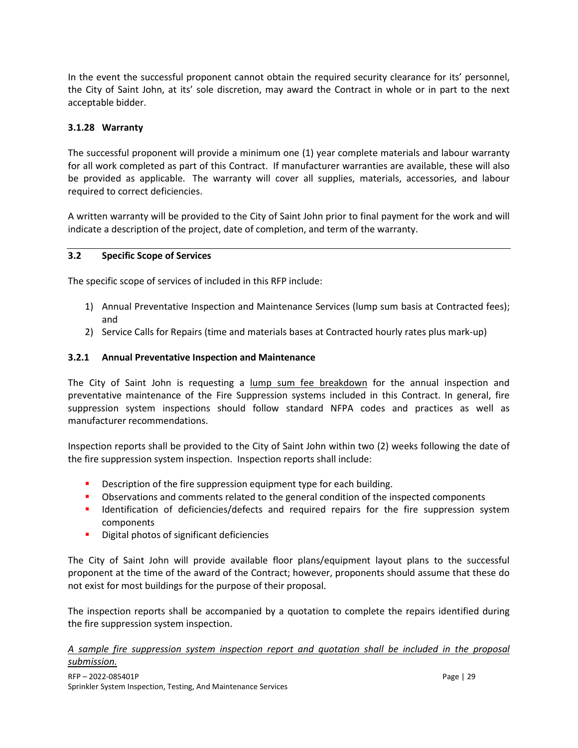In the event the successful proponent cannot obtain the required security clearance for its' personnel, the City of Saint John, at its' sole discretion, may award the Contract in whole or in part to the next acceptable bidder.

### 3.1.28 Warranty

The successful proponent will provide a minimum one (1) year complete materials and labour warranty for all work completed as part of this Contract. If manufacturer warranties are available, these will also be provided as applicable. The warranty will cover all supplies, materials, accessories, and labour required to correct deficiencies.

A written warranty will be provided to the City of Saint John prior to final payment for the work and will indicate a description of the project, date of completion, and term of the warranty.

## 3.2 Specific Scope of Services

The specific scope of services of included in this RFP include:

1) Annual Preventative Inspection and Maintenance Services (lump sum basis at Contracted fees); and
2) Service Calls for Repairs (time and materials bases at Contracted hourly rates plus mark-up)

### 3.2.1 Annual Preventative Inspection and Maintenance

The City of Saint John is requesting a <u>lump sum fee breakdown</u> for the annual inspection and preventative maintenance of the Fire Suppression systems included in this Contract. In general, fire suppression system inspections should follow standard NFPA codes and practices as well as manufacturer recommendations.

Inspection reports shall be provided to the City of Saint John within two (2) weeks following the date of the fire suppression system inspection. Inspection reports shall include:

- Description of the fire suppression equipment type for each building.
- Observations and comments related to the general condition of the inspected components
- Identification of deficiencies/defects and required repairs for the fire suppression system components
- Digital photos of significant deficiencies

The City of Saint John will provide available floor plans/equipment layout plans to the successful proponent at the time of the award of the Contract; however, proponents should assume that these do not exist for most buildings for the purpose of their proposal.

The inspection reports shall be accompanied by a quotation to complete the repairs identified during the fire suppression system inspection.

*<u>A sample fire suppression system inspection report and quotation shall be included in the proposal submission.</u>*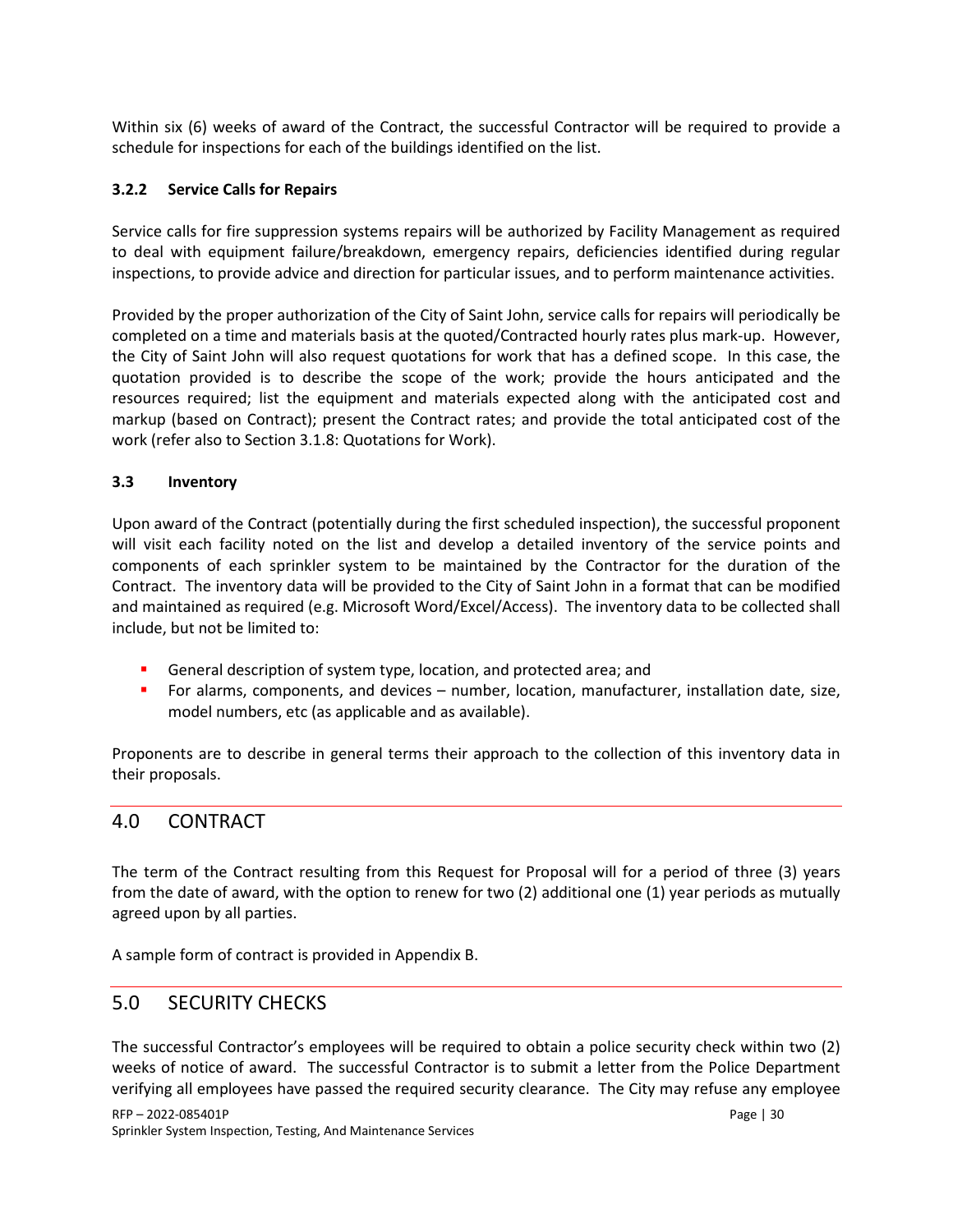Within six (6) weeks of award of the Contract, the successful Contractor will be required to provide a schedule for inspections for each of the buildings identified on the list.

### 3.2.2 Service Calls for Repairs

Service calls for fire suppression systems repairs will be authorized by Facility Management as required to deal with equipment failure/breakdown, emergency repairs, deficiencies identified during regular inspections, to provide advice and direction for particular issues, and to perform maintenance activities.

Provided by the proper authorization of the City of Saint John, service calls for repairs will periodically be completed on a time and materials basis at the quoted/Contracted hourly rates plus mark-up. However, the City of Saint John will also request quotations for work that has a defined scope. In this case, the quotation provided is to describe the scope of the work; provide the hours anticipated and the resources required; list the equipment and materials expected along with the anticipated cost and markup (based on Contract); present the Contract rates; and provide the total anticipated cost of the work (refer also to Section 3.1.8: Quotations for Work).

### 3.3 Inventory

Upon award of the Contract (potentially during the first scheduled inspection), the successful proponent will visit each facility noted on the list and develop a detailed inventory of the service points and components of each sprinkler system to be maintained by the Contractor for the duration of the Contract. The inventory data will be provided to the City of Saint John in a format that can be modified and maintained as required (e.g. Microsoft Word/Excel/Access). The inventory data to be collected shall include, but not be limited to:

- General description of system type, location, and protected area; and
- For alarms, components, and devices – number, location, manufacturer, installation date, size, model numbers, etc (as applicable and as available).

Proponents are to describe in general terms their approach to the collection of this inventory data in their proposals.

## 4.0 CONTRACT

The term of the Contract resulting from this Request for Proposal will for a period of three (3) years from the date of award, with the option to renew for two (2) additional one (1) year periods as mutually agreed upon by all parties.

A sample form of contract is provided in Appendix B.

## 5.0 SECURITY CHECKS

The successful Contractor's employees will be required to obtain a police security check within two (2) weeks of notice of award. The successful Contractor is to submit a letter from the Police Department verifying all employees have passed the required security clearance. The City may refuse any employee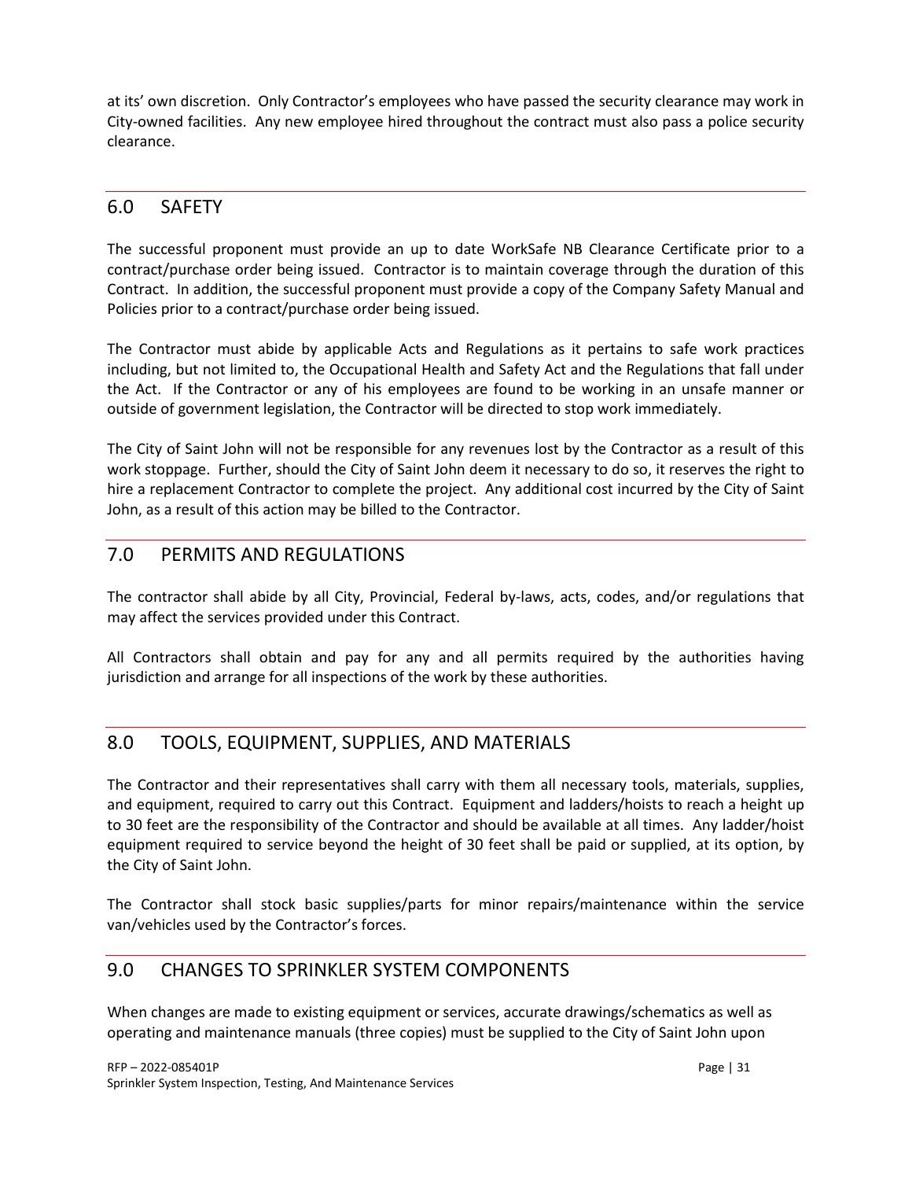at its' own discretion. Only Contractor's employees who have passed the security clearance may work in City-owned facilities. Any new employee hired throughout the contract must also pass a police security clearance.

## 6.0 SAFETY

The successful proponent must provide an up to date WorkSafe NB Clearance Certificate prior to a contract/purchase order being issued. Contractor is to maintain coverage through the duration of this Contract. In addition, the successful proponent must provide a copy of the Company Safety Manual and Policies prior to a contract/purchase order being issued.

The Contractor must abide by applicable Acts and Regulations as it pertains to safe work practices including, but not limited to, the Occupational Health and Safety Act and the Regulations that fall under the Act. If the Contractor or any of his employees are found to be working in an unsafe manner or outside of government legislation, the Contractor will be directed to stop work immediately.

The City of Saint John will not be responsible for any revenues lost by the Contractor as a result of this work stoppage. Further, should the City of Saint John deem it necessary to do so, it reserves the right to hire a replacement Contractor to complete the project. Any additional cost incurred by the City of Saint John, as a result of this action may be billed to the Contractor.

## 7.0 PERMITS AND REGULATIONS

The contractor shall abide by all City, Provincial, Federal by-laws, acts, codes, and/or regulations that may affect the services provided under this Contract.

All Contractors shall obtain and pay for any and all permits required by the authorities having jurisdiction and arrange for all inspections of the work by these authorities.

## 8.0 TOOLS, EQUIPMENT, SUPPLIES, AND MATERIALS

The Contractor and their representatives shall carry with them all necessary tools, materials, supplies, and equipment, required to carry out this Contract. Equipment and ladders/hoists to reach a height up to 30 feet are the responsibility of the Contractor and should be available at all times. Any ladder/hoist equipment required to service beyond the height of 30 feet shall be paid or supplied, at its option, by the City of Saint John.

The Contractor shall stock basic supplies/parts for minor repairs/maintenance within the service van/vehicles used by the Contractor's forces.

## 9.0 CHANGES TO SPRINKLER SYSTEM COMPONENTS

When changes are made to existing equipment or services, accurate drawings/schematics as well as operating and maintenance manuals (three copies) must be supplied to the City of Saint John upon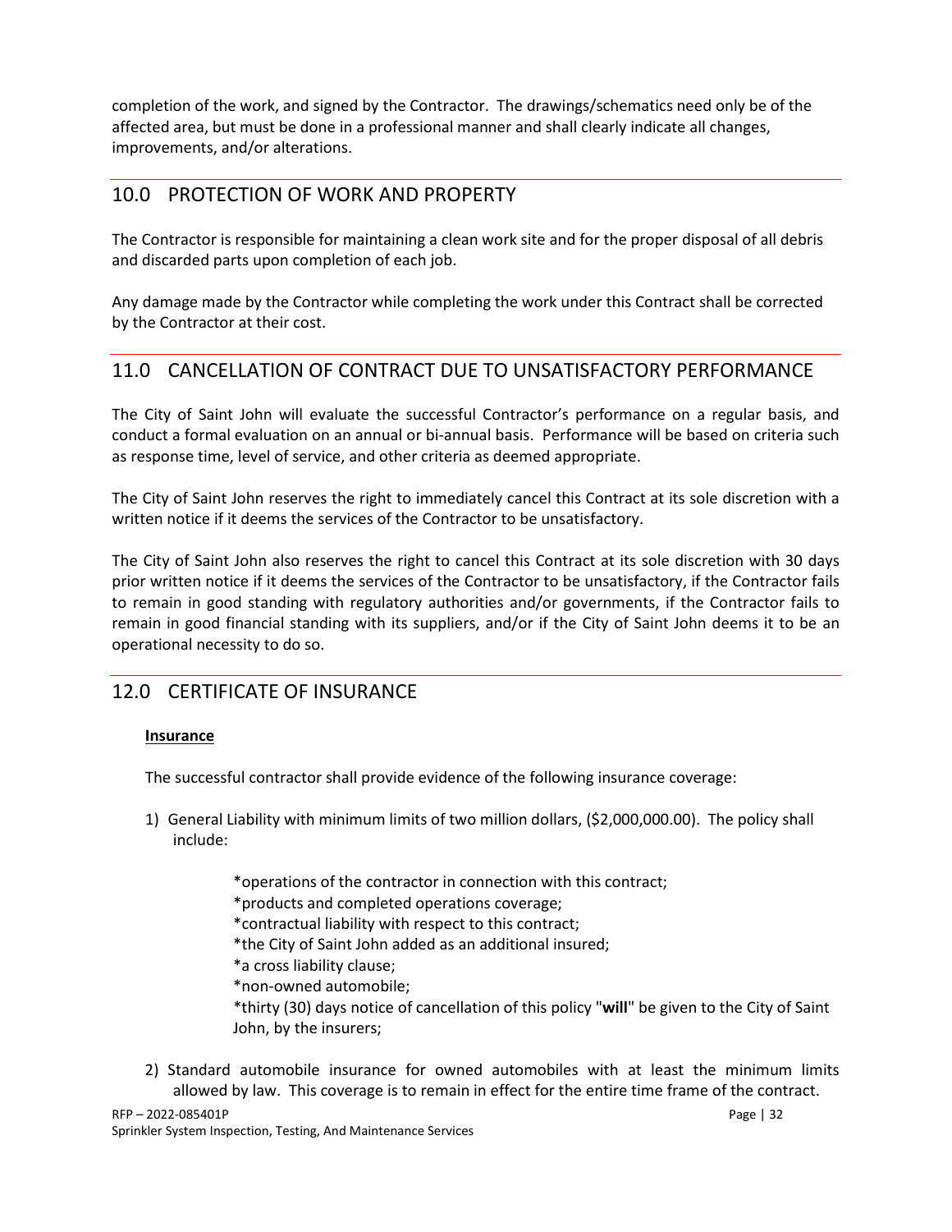completion of the work, and signed by the Contractor. The drawings/schematics need only be of the affected area, but must be done in a professional manner and shall clearly indicate all changes, improvements, and/or alterations.

## 10.0 PROTECTION OF WORK AND PROPERTY

The Contractor is responsible for maintaining a clean work site and for the proper disposal of all debris and discarded parts upon completion of each job.

Any damage made by the Contractor while completing the work under this Contract shall be corrected by the Contractor at their cost.

## 11.0 CANCELLATION OF CONTRACT DUE TO UNSATISFACTORY PERFORMANCE

The City of Saint John will evaluate the successful Contractor's performance on a regular basis, and conduct a formal evaluation on an annual or bi-annual basis. Performance will be based on criteria such as response time, level of service, and other criteria as deemed appropriate.

The City of Saint John reserves the right to immediately cancel this Contract at its sole discretion with a written notice if it deems the services of the Contractor to be unsatisfactory.

The City of Saint John also reserves the right to cancel this Contract at its sole discretion with 30 days prior written notice if it deems the services of the Contractor to be unsatisfactory, if the Contractor fails to remain in good standing with regulatory authorities and/or governments, if the Contractor fails to remain in good financial standing with its suppliers, and/or if the City of Saint John deems it to be an operational necessity to do so.

## 12.0 CERTIFICATE OF INSURANCE

**Insurance**

The successful contractor shall provide evidence of the following insurance coverage:

1) General Liability with minimum limits of two million dollars, ($2,000,000.00). The policy shall include:

   *operations of the contractor in connection with this contract;
   *products and completed operations coverage;
   *contractual liability with respect to this contract;
   *the City of Saint John added as an additional insured;
   *a cross liability clause;
   *non-owned automobile;
   *thirty (30) days notice of cancellation of this policy "**will**" be given to the City of Saint John, by the insurers;

2) Standard automobile insurance for owned automobiles with at least the minimum limits allowed by law. This coverage is to remain in effect for the entire time frame of the contract.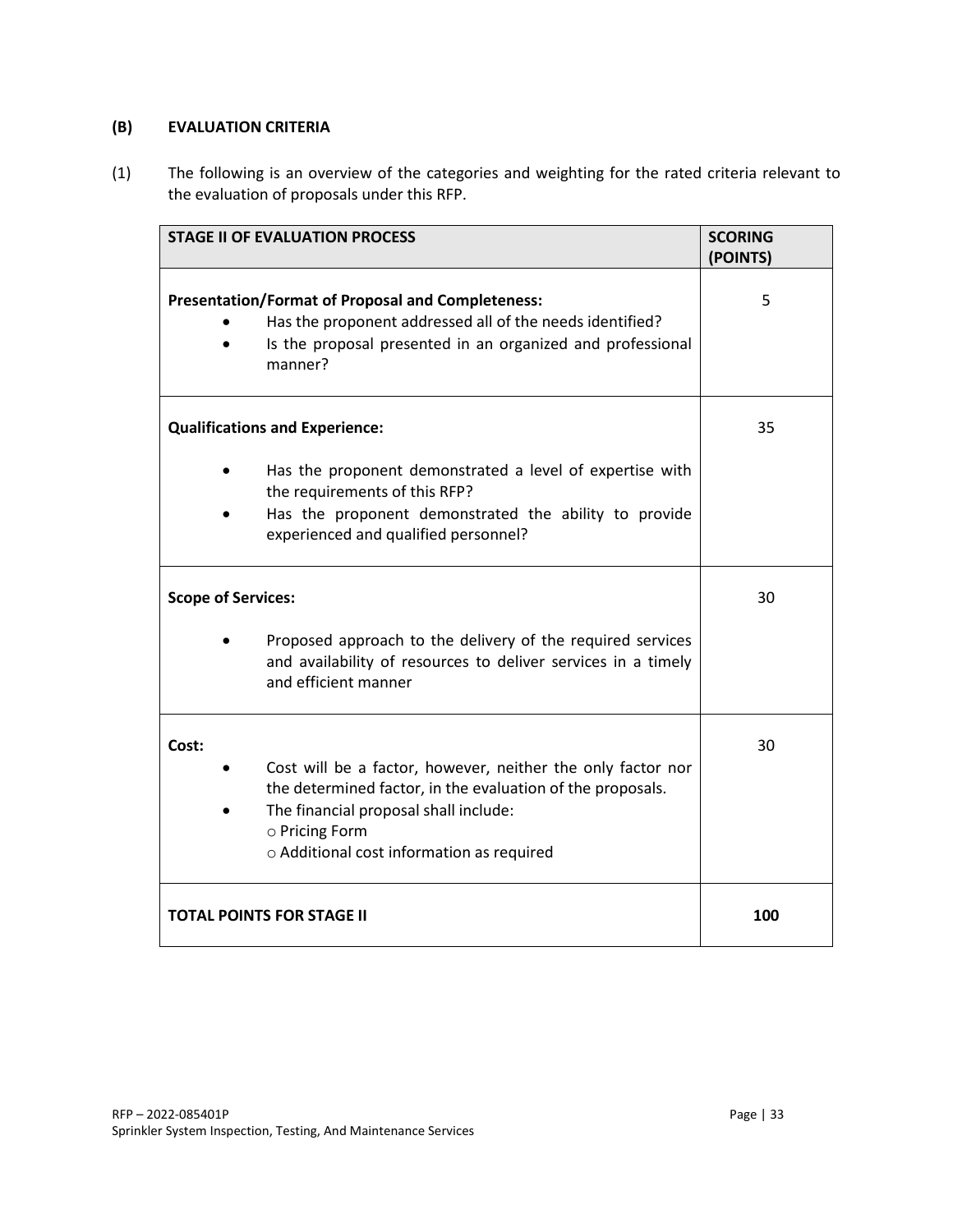### (B) EVALUATION CRITERIA

(1) The following is an overview of the categories and weighting for the rated criteria relevant to the evaluation of proposals under this RFP.

| STAGE II OF EVALUATION PROCESS | SCORING (POINTS) |
|---|---|
| **Presentation/Format of Proposal and Completeness:**<br>• Has the proponent addressed all of the needs identified?<br>• Is the proposal presented in an organized and professional manner? | 5 |
| **Qualifications and Experience:**<br>• Has the proponent demonstrated a level of expertise with the requirements of this RFP?<br>• Has the proponent demonstrated the ability to provide experienced and qualified personnel? | 35 |
| **Scope of Services:**<br>• Proposed approach to the delivery of the required services and availability of resources to deliver services in a timely and efficient manner | 30 |
| **Cost:**<br>• Cost will be a factor, however, neither the only factor nor the determined factor, in the evaluation of the proposals.<br>• The financial proposal shall include:<br>o Pricing Form<br>o Additional cost information as required | 30 |
| **TOTAL POINTS FOR STAGE II** | **100** |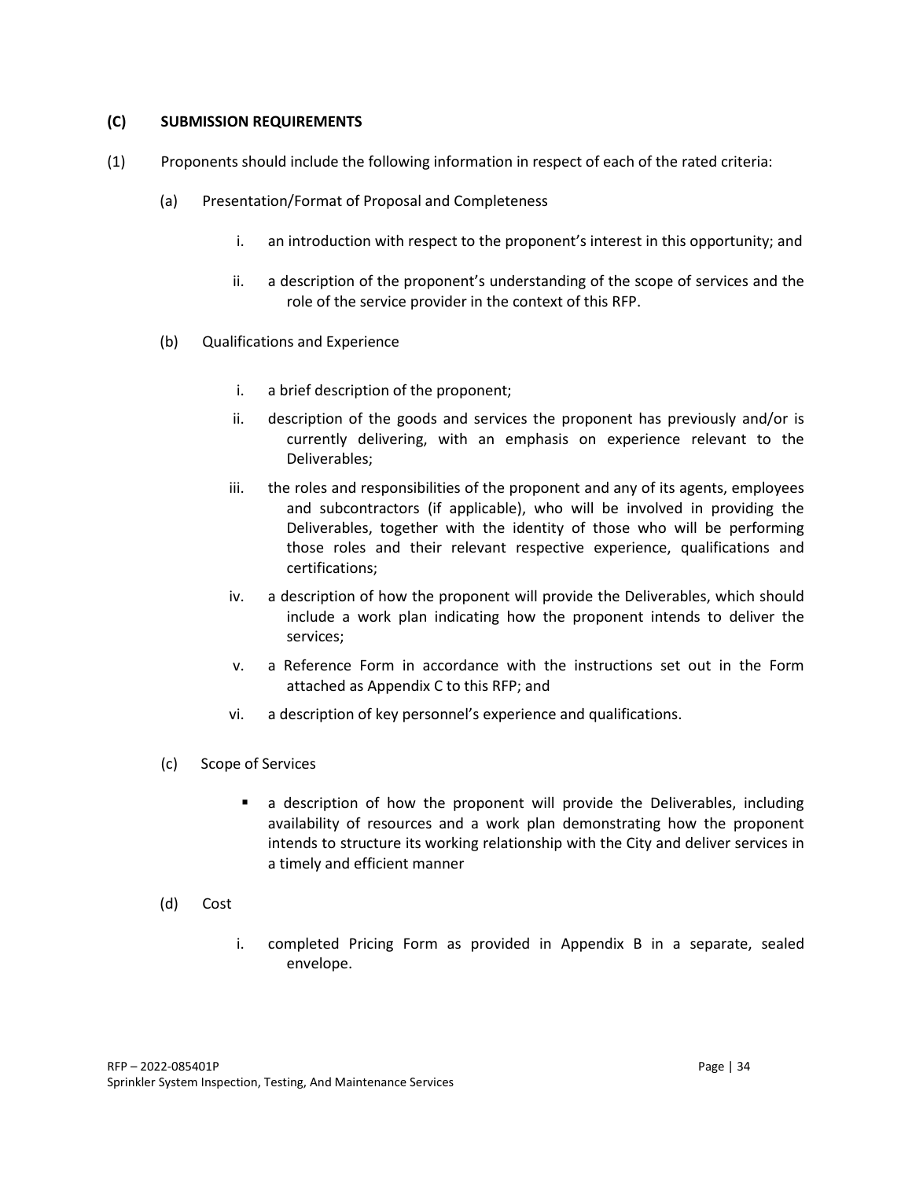### (C) SUBMISSION REQUIREMENTS

(1) Proponents should include the following information in respect of each of the rated criteria:

(a) Presentation/Format of Proposal and Completeness

i. an introduction with respect to the proponent's interest in this opportunity; and

ii. a description of the proponent's understanding of the scope of services and the role of the service provider in the context of this RFP.

(b) Qualifications and Experience

i. a brief description of the proponent;

ii. description of the goods and services the proponent has previously and/or is currently delivering, with an emphasis on experience relevant to the Deliverables;

iii. the roles and responsibilities of the proponent and any of its agents, employees and subcontractors (if applicable), who will be involved in providing the Deliverables, together with the identity of those who will be performing those roles and their relevant respective experience, qualifications and certifications;

iv. a description of how the proponent will provide the Deliverables, which should include a work plan indicating how the proponent intends to deliver the services;

v. a Reference Form in accordance with the instructions set out in the Form attached as Appendix C to this RFP; and

vi. a description of key personnel's experience and qualifications.

(c) Scope of Services

- a description of how the proponent will provide the Deliverables, including availability of resources and a work plan demonstrating how the proponent intends to structure its working relationship with the City and deliver services in a timely and efficient manner

(d) Cost

i. completed Pricing Form as provided in Appendix B in a separate, sealed envelope.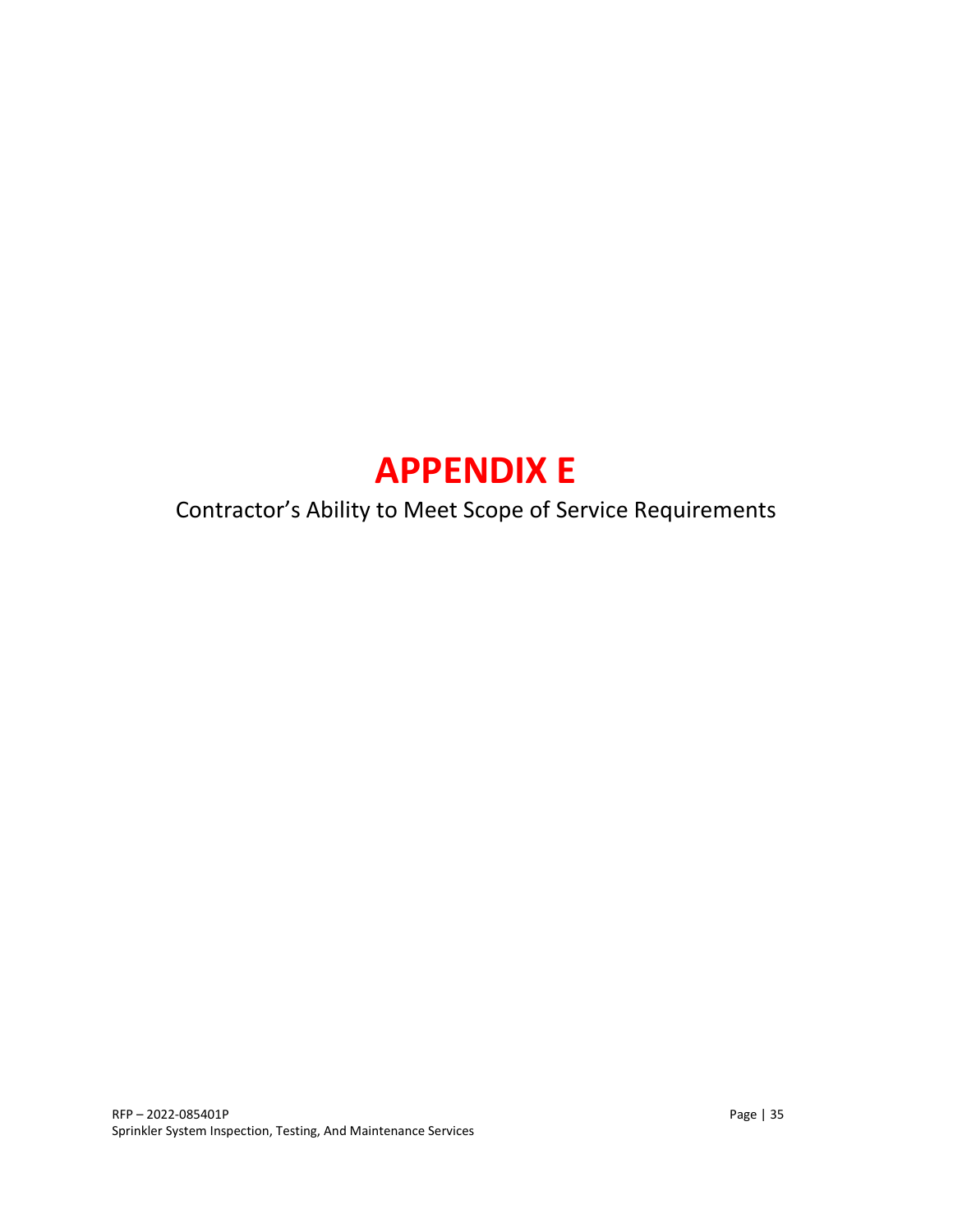# APPENDIX E

Contractor's Ability to Meet Scope of Service Requirements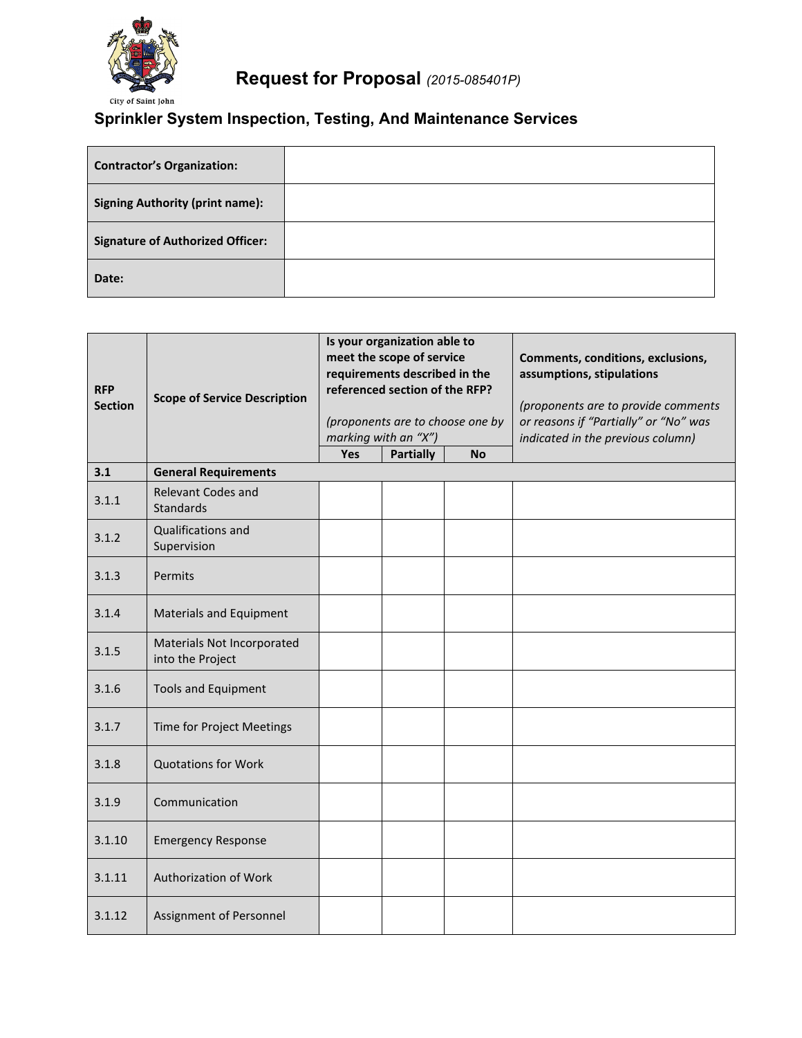City of Saint John

# Request for Proposal *(2015-085401P)*

## Sprinkler System Inspection, Testing, And Maintenance Services

| **Contractor's Organization:** | |
|---|---|
| **Signing Authority (print name):** | |
| **Signature of Authorized Officer:** | |
| **Date:** | |

| **RFP Section** | **Scope of Service Description** | **Is your organization able to meet the scope of service requirements described in the referenced section of the RFP?** *(proponents are to choose one by marking with an "X")* | | | **Comments, conditions, exclusions, assumptions, stipulations** *(proponents are to provide comments or reasons if "Partially" or "No" was indicated in the previous column)* |
|---|---|---|---|---|---|
| | | **Yes** | **Partially** | **No** | |
| **3.1** | **General Requirements** | | | | |
| 3.1.1 | Relevant Codes and Standards | | | | |
| 3.1.2 | Qualifications and Supervision | | | | |
| 3.1.3 | Permits | | | | |
| 3.1.4 | Materials and Equipment | | | | |
| 3.1.5 | Materials Not Incorporated into the Project | | | | |
| 3.1.6 | Tools and Equipment | | | | |
| 3.1.7 | Time for Project Meetings | | | | |
| 3.1.8 | Quotations for Work | | | | |
| 3.1.9 | Communication | | | | |
| 3.1.10 | Emergency Response | | | | |
| 3.1.11 | Authorization of Work | | | | |
| 3.1.12 | Assignment of Personnel | | | | |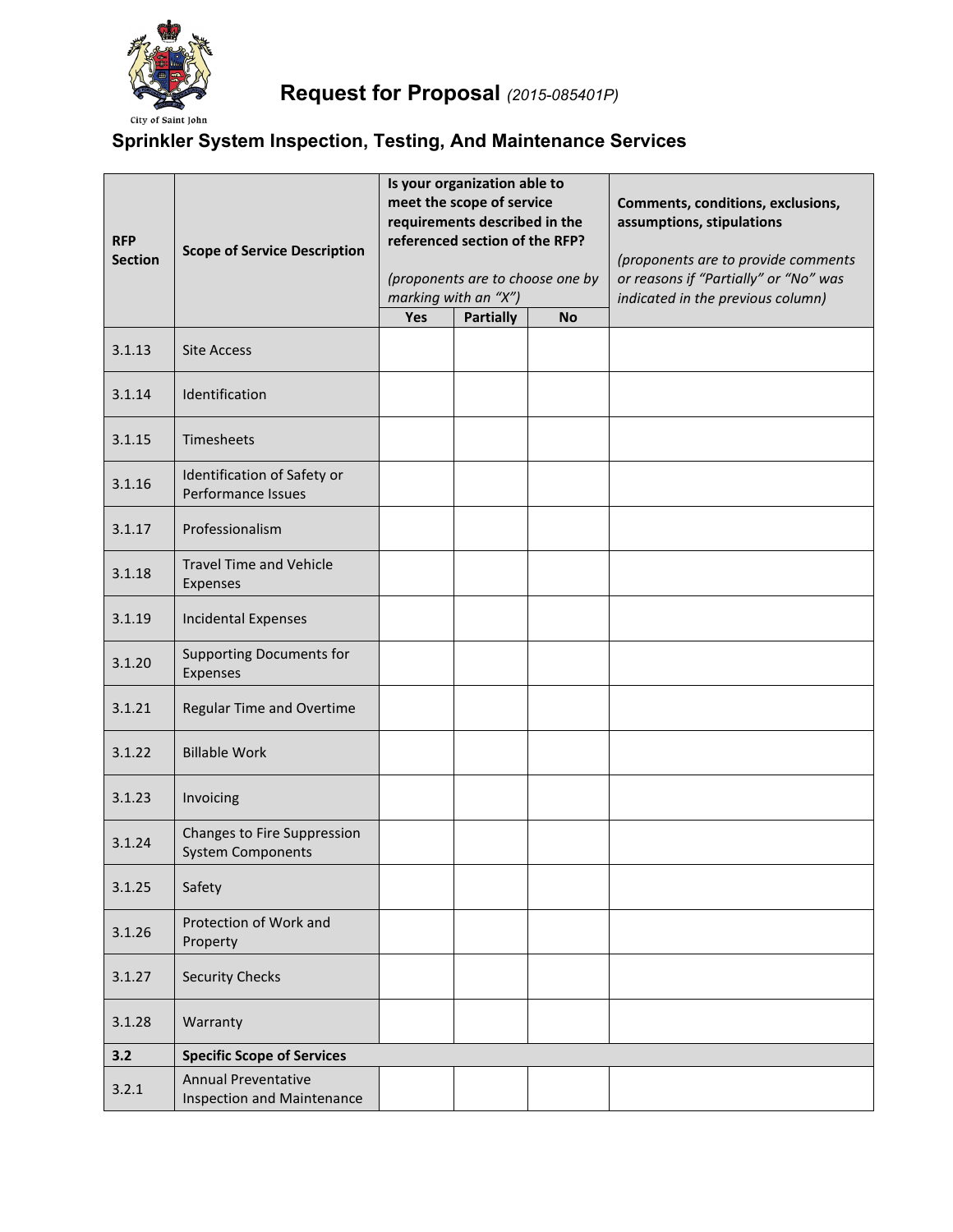# Request for Proposal *(2015-085401P)*

## Sprinkler System Inspection, Testing, And Maintenance Services

| RFP Section | Scope of Service Description | Is your organization able to meet the scope of service requirements described in the referenced section of the RFP? *(proponents are to choose one by marking with an "X")* | | | Comments, conditions, exclusions, assumptions, stipulations *(proponents are to provide comments or reasons if "Partially" or "No" was indicated in the previous column)* |
|---|---|---|---|---|---|
| | | Yes | Partially | No | |
| 3.1.13 | Site Access | | | | |
| 3.1.14 | Identification | | | | |
| 3.1.15 | Timesheets | | | | |
| 3.1.16 | Identification of Safety or Performance Issues | | | | |
| 3.1.17 | Professionalism | | | | |
| 3.1.18 | Travel Time and Vehicle Expenses | | | | |
| 3.1.19 | Incidental Expenses | | | | |
| 3.1.20 | Supporting Documents for Expenses | | | | |
| 3.1.21 | Regular Time and Overtime | | | | |
| 3.1.22 | Billable Work | | | | |
| 3.1.23 | Invoicing | | | | |
| 3.1.24 | Changes to Fire Suppression System Components | | | | |
| 3.1.25 | Safety | | | | |
| 3.1.26 | Protection of Work and Property | | | | |
| 3.1.27 | Security Checks | | | | |
| 3.1.28 | Warranty | | | | |
| **3.2** | **Specific Scope of Services** | | | | |
| 3.2.1 | Annual Preventative Inspection and Maintenance | | | | |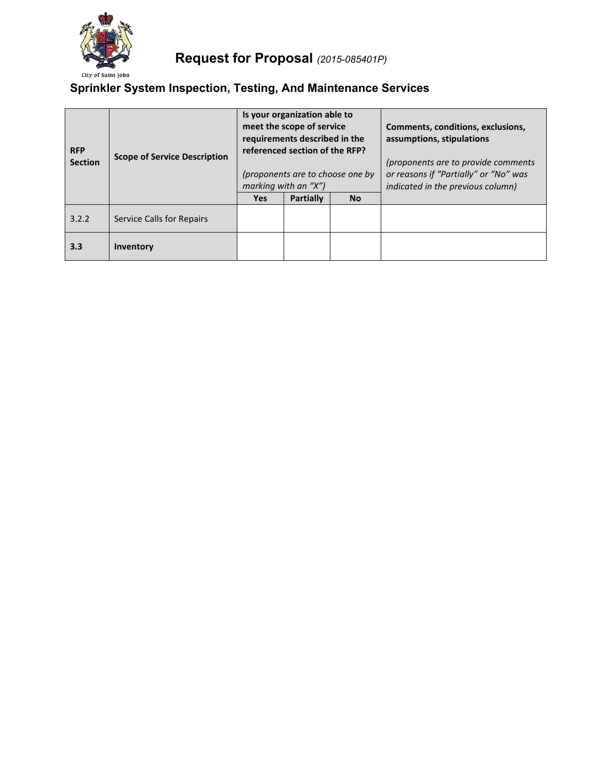City of Saint John

# Request for Proposal *(2015-085401P)*

## Sprinkler System Inspection, Testing, And Maintenance Services

| **RFP Section** | **Scope of Service Description** | **Is your organization able to meet the scope of service requirements described in the referenced section of the RFP?** *(proponents are to choose one by marking with an "X")* | | | **Comments, conditions, exclusions, assumptions, stipulations** *(proponents are to provide comments or reasons if "Partially" or "No" was indicated in the previous column)* |
|---|---|---|---|---|---|
| | | **Yes** | **Partially** | **No** | |
| 3.2.2 | Service Calls for Repairs | | | | |
| **3.3** | **Inventory** | | | | |